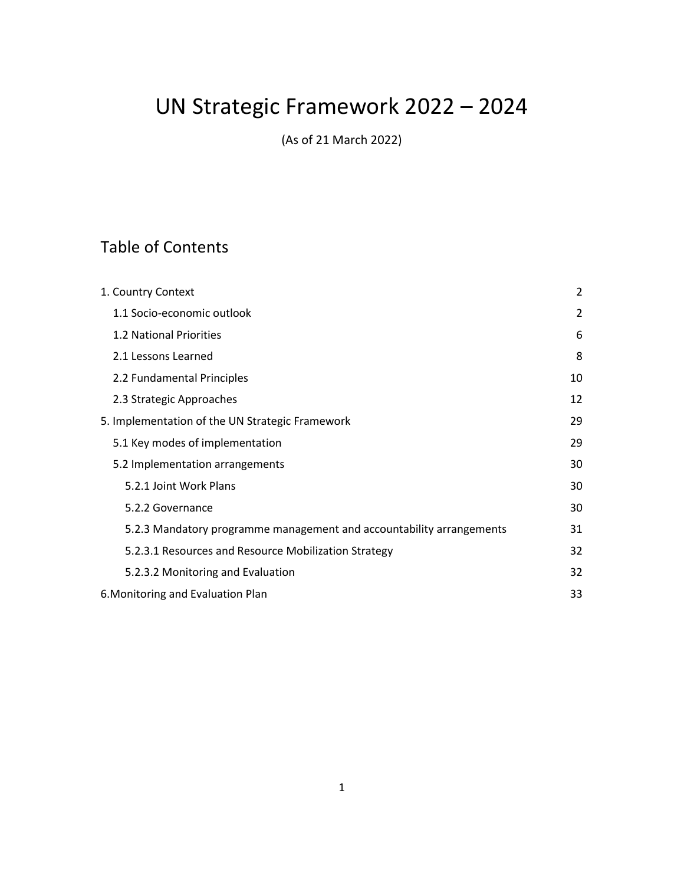# UN Strategic Framework 2022 – 2024

(As of 21 March 2022)

## Table of Contents

| | |
|---|---|
| 1. Country Context | 2 |
| 1.1 Socio-economic outlook | 2 |
| 1.2 National Priorities | 6 |
| 2.1 Lessons Learned | 8 |
| 2.2 Fundamental Principles | 10 |
| 2.3 Strategic Approaches | 12 |
| 5. Implementation of the UN Strategic Framework | 29 |
| 5.1 Key modes of implementation | 29 |
| 5.2 Implementation arrangements | 30 |
| 5.2.1 Joint Work Plans | 30 |
| 5.2.2 Governance | 30 |
| 5.2.3 Mandatory programme management and accountability arrangements | 31 |
| 5.2.3.1 Resources and Resource Mobilization Strategy | 32 |
| 5.2.3.2 Monitoring and Evaluation | 32 |
| 6.Monitoring and Evaluation Plan | 33 |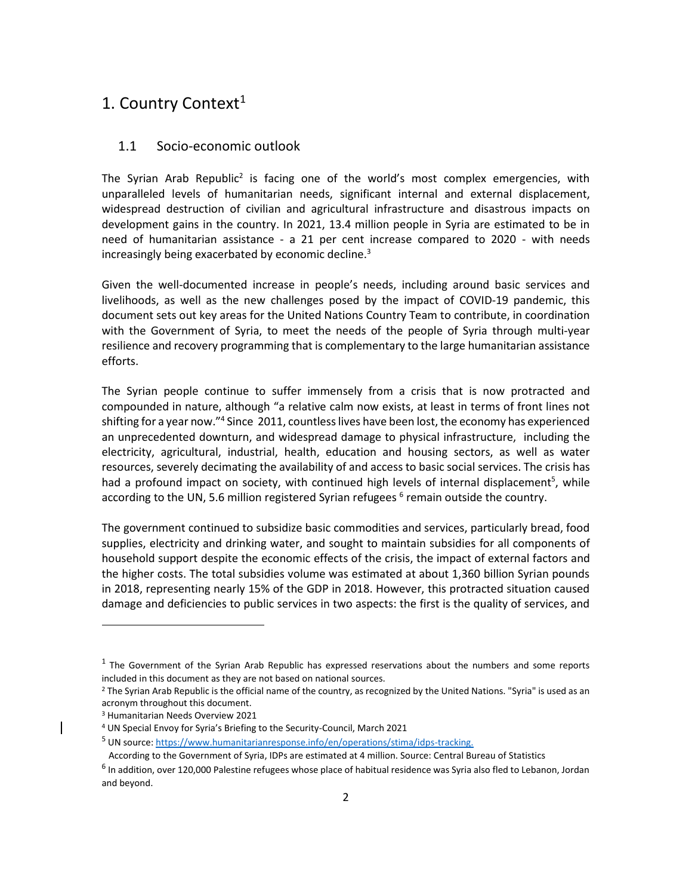# 1. Country Context[1]

## 1.1 Socio-economic outlook

The Syrian Arab Republic[2] is facing one of the world's most complex emergencies, with unparalleled levels of humanitarian needs, significant internal and external displacement, widespread destruction of civilian and agricultural infrastructure and disastrous impacts on development gains in the country. In 2021, 13.4 million people in Syria are estimated to be in need of humanitarian assistance - a 21 per cent increase compared to 2020 - with needs increasingly being exacerbated by economic decline.[3]

Given the well-documented increase in people's needs, including around basic services and livelihoods, as well as the new challenges posed by the impact of COVID-19 pandemic, this document sets out key areas for the United Nations Country Team to contribute, in coordination with the Government of Syria, to meet the needs of the people of Syria through multi-year resilience and recovery programming that is complementary to the large humanitarian assistance efforts.

The Syrian people continue to suffer immensely from a crisis that is now protracted and compounded in nature, although "a relative calm now exists, at least in terms of front lines not shifting for a year now."[4] Since 2011, countless lives have been lost, the economy has experienced an unprecedented downturn, and widespread damage to physical infrastructure, including the electricity, agricultural, industrial, health, education and housing sectors, as well as water resources, severely decimating the availability of and access to basic social services. The crisis has had a profound impact on society, with continued high levels of internal displacement[5], while according to the UN, 5.6 million registered Syrian refugees [6] remain outside the country.

The government continued to subsidize basic commodities and services, particularly bread, food supplies, electricity and drinking water, and sought to maintain subsidies for all components of household support despite the economic effects of the crisis, the impact of external factors and the higher costs. The total subsidies volume was estimated at about 1,360 billion Syrian pounds in 2018, representing nearly 15% of the GDP in 2018. However, this protracted situation caused damage and deficiencies to public services in two aspects: the first is the quality of services, and

---

[1] The Government of the Syrian Arab Republic has expressed reservations about the numbers and some reports included in this document as they are not based on national sources.

[2] The Syrian Arab Republic is the official name of the country, as recognized by the United Nations. "Syria" is used as an acronym throughout this document.

[3] Humanitarian Needs Overview 2021

[4] UN Special Envoy for Syria's Briefing to the Security-Council, March 2021

[5] UN source: https://www.humanitarianresponse.info/en/operations/stima/idps-tracking.
According to the Government of Syria, IDPs are estimated at 4 million. Source: Central Bureau of Statistics

[6] In addition, over 120,000 Palestine refugees whose place of habitual residence was Syria also fled to Lebanon, Jordan and beyond.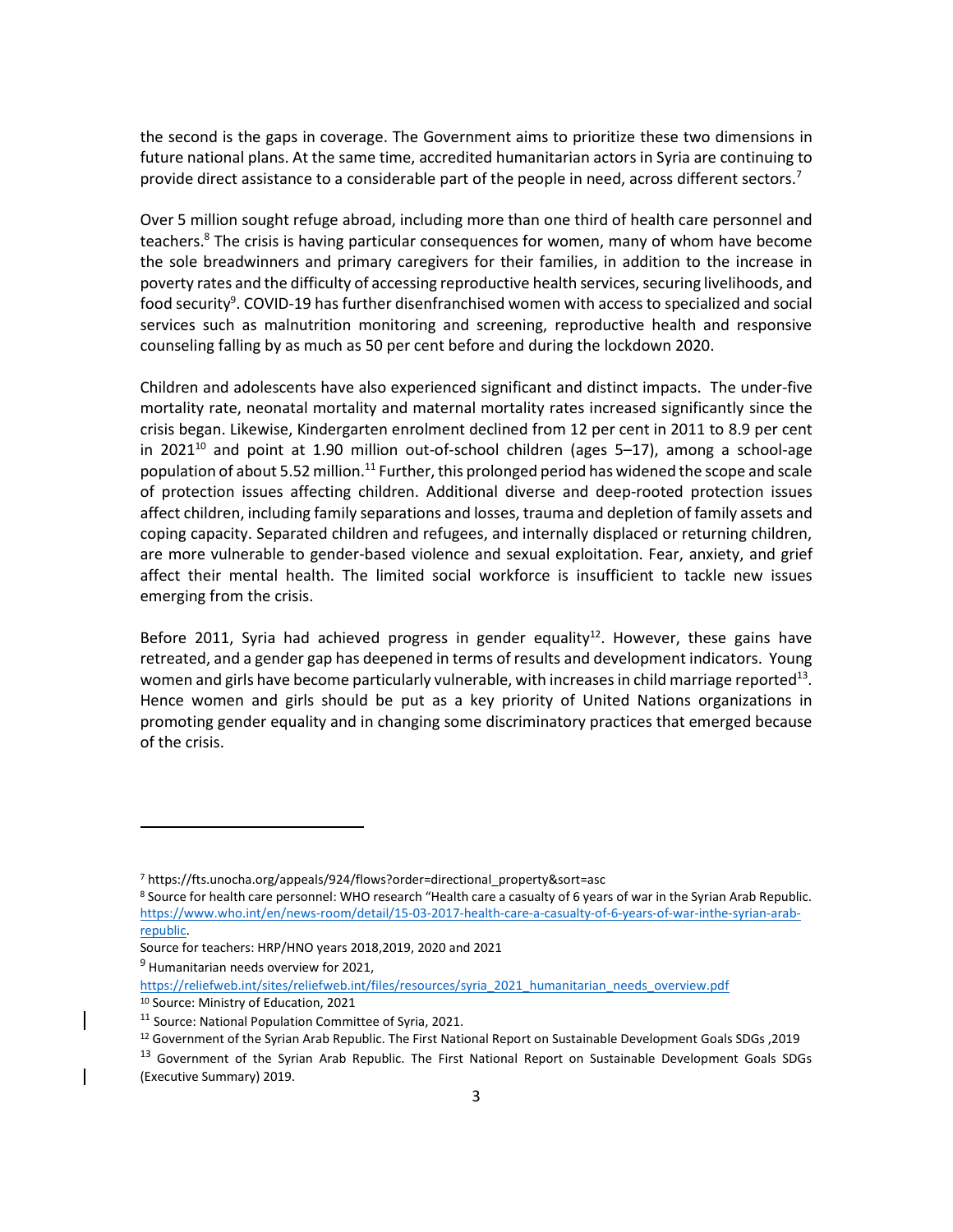the second is the gaps in coverage. The Government aims to prioritize these two dimensions in future national plans. At the same time, accredited humanitarian actors in Syria are continuing to provide direct assistance to a considerable part of the people in need, across different sectors.[7]

Over 5 million sought refuge abroad, including more than one third of health care personnel and teachers.[8] The crisis is having particular consequences for women, many of whom have become the sole breadwinners and primary caregivers for their families, in addition to the increase in poverty rates and the difficulty of accessing reproductive health services, securing livelihoods, and food security[9]. COVID-19 has further disenfranchised women with access to specialized and social services such as malnutrition monitoring and screening, reproductive health and responsive counseling falling by as much as 50 per cent before and during the lockdown 2020.

Children and adolescents have also experienced significant and distinct impacts. The under-five mortality rate, neonatal mortality and maternal mortality rates increased significantly since the crisis began. Likewise, Kindergarten enrolment declined from 12 per cent in 2011 to 8.9 per cent in 2021[10] and point at 1.90 million out-of-school children (ages 5–17), among a school-age population of about 5.52 million.[11] Further, this prolonged period has widened the scope and scale of protection issues affecting children. Additional diverse and deep-rooted protection issues affect children, including family separations and losses, trauma and depletion of family assets and coping capacity. Separated children and refugees, and internally displaced or returning children, are more vulnerable to gender-based violence and sexual exploitation. Fear, anxiety, and grief affect their mental health. The limited social workforce is insufficient to tackle new issues emerging from the crisis.

Before 2011, Syria had achieved progress in gender equality[12]. However, these gains have retreated, and a gender gap has deepened in terms of results and development indicators. Young women and girls have become particularly vulnerable, with increases in child marriage reported[13]. Hence women and girls should be put as a key priority of United Nations organizations in promoting gender equality and in changing some discriminatory practices that emerged because of the crisis.

---

[7] https://fts.unocha.org/appeals/924/flows?order=directional_property&sort=asc

[8] Source for health care personnel: WHO research "Health care a casualty of 6 years of war in the Syrian Arab Republic. https://www.who.int/en/news-room/detail/15-03-2017-health-care-a-casualty-of-6-years-of-war-inthe-syrian-arab-republic.

Source for teachers: HRP/HNO years 2018,2019, 2020 and 2021

[9] Humanitarian needs overview for 2021, https://reliefweb.int/sites/reliefweb.int/files/resources/syria_2021_humanitarian_needs_overview.pdf

[10] Source: Ministry of Education, 2021

[11] Source: National Population Committee of Syria, 2021.

[12] Government of the Syrian Arab Republic. The First National Report on Sustainable Development Goals SDGs ,2019

[13] Government of the Syrian Arab Republic. The First National Report on Sustainable Development Goals SDGs (Executive Summary) 2019.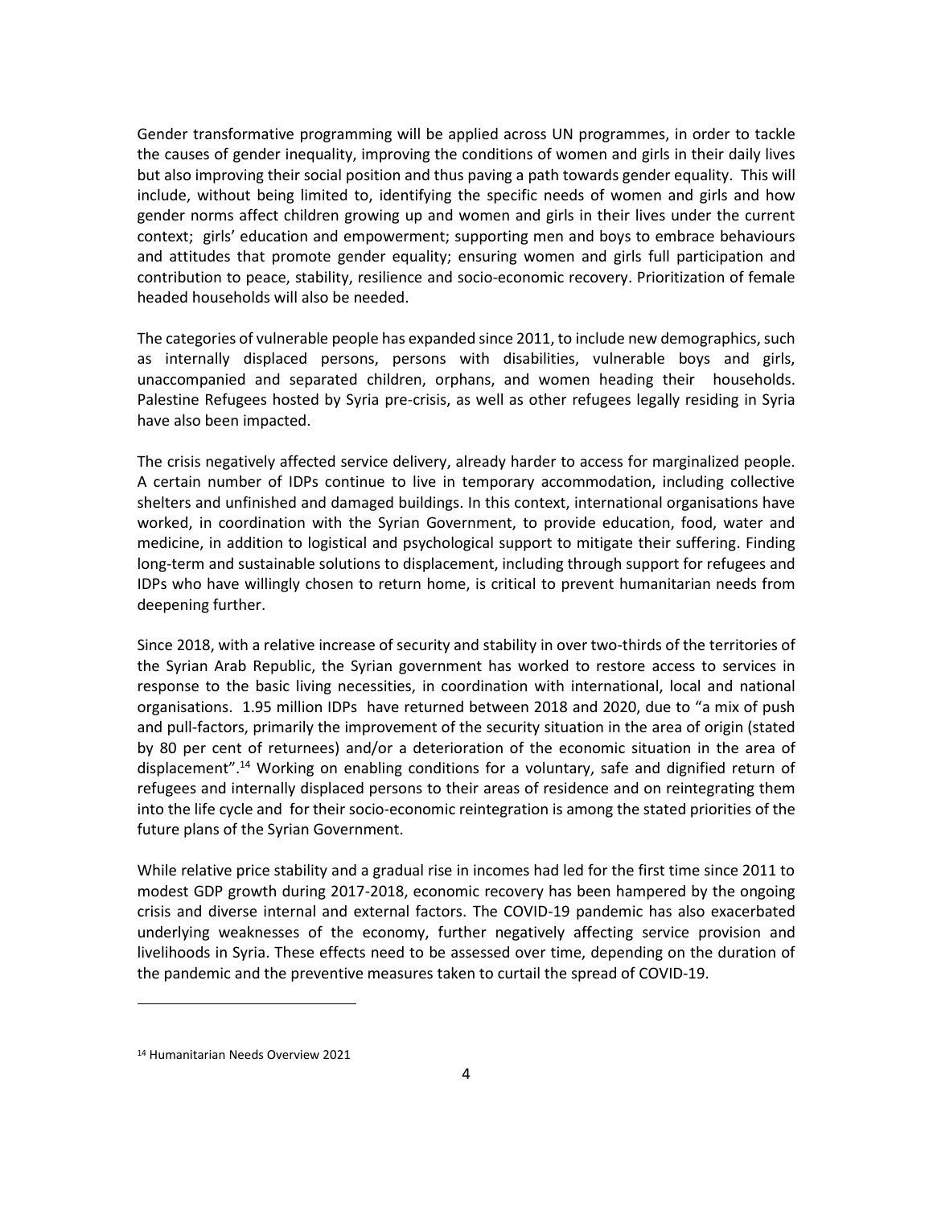Gender transformative programming will be applied across UN programmes, in order to tackle the causes of gender inequality, improving the conditions of women and girls in their daily lives but also improving their social position and thus paving a path towards gender equality. This will include, without being limited to, identifying the specific needs of women and girls and how gender norms affect children growing up and women and girls in their lives under the current context; girls' education and empowerment; supporting men and boys to embrace behaviours and attitudes that promote gender equality; ensuring women and girls full participation and contribution to peace, stability, resilience and socio-economic recovery. Prioritization of female headed households will also be needed.

The categories of vulnerable people has expanded since 2011, to include new demographics, such as internally displaced persons, persons with disabilities, vulnerable boys and girls, unaccompanied and separated children, orphans, and women heading their households. Palestine Refugees hosted by Syria pre-crisis, as well as other refugees legally residing in Syria have also been impacted.

The crisis negatively affected service delivery, already harder to access for marginalized people. A certain number of IDPs continue to live in temporary accommodation, including collective shelters and unfinished and damaged buildings. In this context, international organisations have worked, in coordination with the Syrian Government, to provide education, food, water and medicine, in addition to logistical and psychological support to mitigate their suffering. Finding long-term and sustainable solutions to displacement, including through support for refugees and IDPs who have willingly chosen to return home, is critical to prevent humanitarian needs from deepening further.

Since 2018, with a relative increase of security and stability in over two-thirds of the territories of the Syrian Arab Republic, the Syrian government has worked to restore access to services in response to the basic living necessities, in coordination with international, local and national organisations. 1.95 million IDPs have returned between 2018 and 2020, due to "a mix of push and pull-factors, primarily the improvement of the security situation in the area of origin (stated by 80 per cent of returnees) and/or a deterioration of the economic situation in the area of displacement".[14] Working on enabling conditions for a voluntary, safe and dignified return of refugees and internally displaced persons to their areas of residence and on reintegrating them into the life cycle and for their socio-economic reintegration is among the stated priorities of the future plans of the Syrian Government.

While relative price stability and a gradual rise in incomes had led for the first time since 2011 to modest GDP growth during 2017-2018, economic recovery has been hampered by the ongoing crisis and diverse internal and external factors. The COVID-19 pandemic has also exacerbated underlying weaknesses of the economy, further negatively affecting service provision and livelihoods in Syria. These effects need to be assessed over time, depending on the duration of the pandemic and the preventive measures taken to curtail the spread of COVID-19.

---

[14] Humanitarian Needs Overview 2021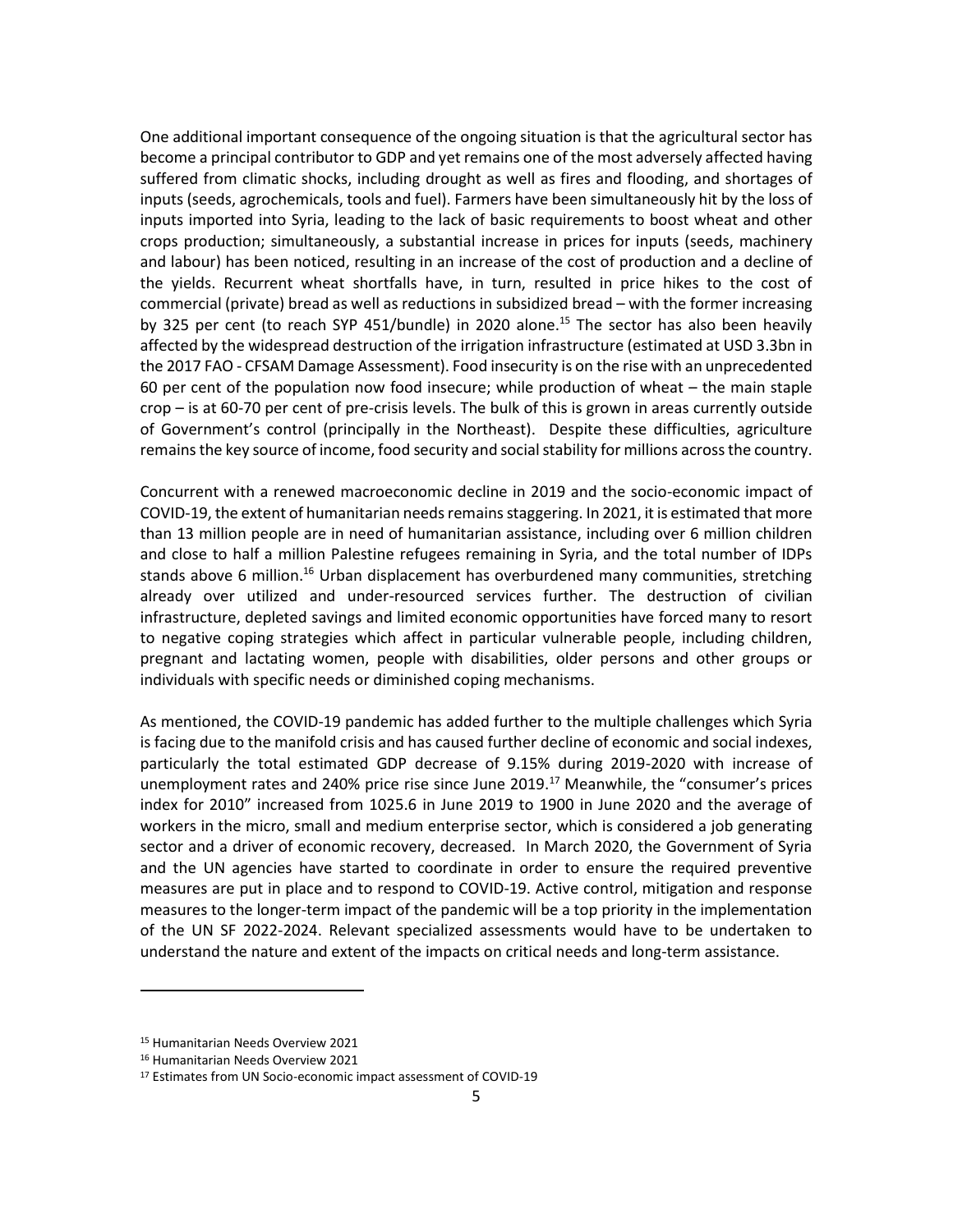One additional important consequence of the ongoing situation is that the agricultural sector has become a principal contributor to GDP and yet remains one of the most adversely affected having suffered from climatic shocks, including drought as well as fires and flooding, and shortages of inputs (seeds, agrochemicals, tools and fuel). Farmers have been simultaneously hit by the loss of inputs imported into Syria, leading to the lack of basic requirements to boost wheat and other crops production; simultaneously, a substantial increase in prices for inputs (seeds, machinery and labour) has been noticed, resulting in an increase of the cost of production and a decline of the yields. Recurrent wheat shortfalls have, in turn, resulted in price hikes to the cost of commercial (private) bread as well as reductions in subsidized bread – with the former increasing by 325 per cent (to reach SYP 451/bundle) in 2020 alone.[15] The sector has also been heavily affected by the widespread destruction of the irrigation infrastructure (estimated at USD 3.3bn in the 2017 FAO - CFSAM Damage Assessment). Food insecurity is on the rise with an unprecedented 60 per cent of the population now food insecure; while production of wheat – the main staple crop – is at 60-70 per cent of pre-crisis levels. The bulk of this is grown in areas currently outside of Government's control (principally in the Northeast). Despite these difficulties, agriculture remains the key source of income, food security and social stability for millions across the country.

Concurrent with a renewed macroeconomic decline in 2019 and the socio-economic impact of COVID-19, the extent of humanitarian needs remains staggering. In 2021, it is estimated that more than 13 million people are in need of humanitarian assistance, including over 6 million children and close to half a million Palestine refugees remaining in Syria, and the total number of IDPs stands above 6 million.[16] Urban displacement has overburdened many communities, stretching already over utilized and under-resourced services further. The destruction of civilian infrastructure, depleted savings and limited economic opportunities have forced many to resort to negative coping strategies which affect in particular vulnerable people, including children, pregnant and lactating women, people with disabilities, older persons and other groups or individuals with specific needs or diminished coping mechanisms.

As mentioned, the COVID-19 pandemic has added further to the multiple challenges which Syria is facing due to the manifold crisis and has caused further decline of economic and social indexes, particularly the total estimated GDP decrease of 9.15% during 2019-2020 with increase of unemployment rates and 240% price rise since June 2019.[17] Meanwhile, the "consumer's prices index for 2010" increased from 1025.6 in June 2019 to 1900 in June 2020 and the average of workers in the micro, small and medium enterprise sector, which is considered a job generating sector and a driver of economic recovery, decreased. In March 2020, the Government of Syria and the UN agencies have started to coordinate in order to ensure the required preventive measures are put in place and to respond to COVID-19. Active control, mitigation and response measures to the longer-term impact of the pandemic will be a top priority in the implementation of the UN SF 2022-2024. Relevant specialized assessments would have to be undertaken to understand the nature and extent of the impacts on critical needs and long-term assistance.

---

[15] Humanitarian Needs Overview 2021

[16] Humanitarian Needs Overview 2021

[17] Estimates from UN Socio-economic impact assessment of COVID-19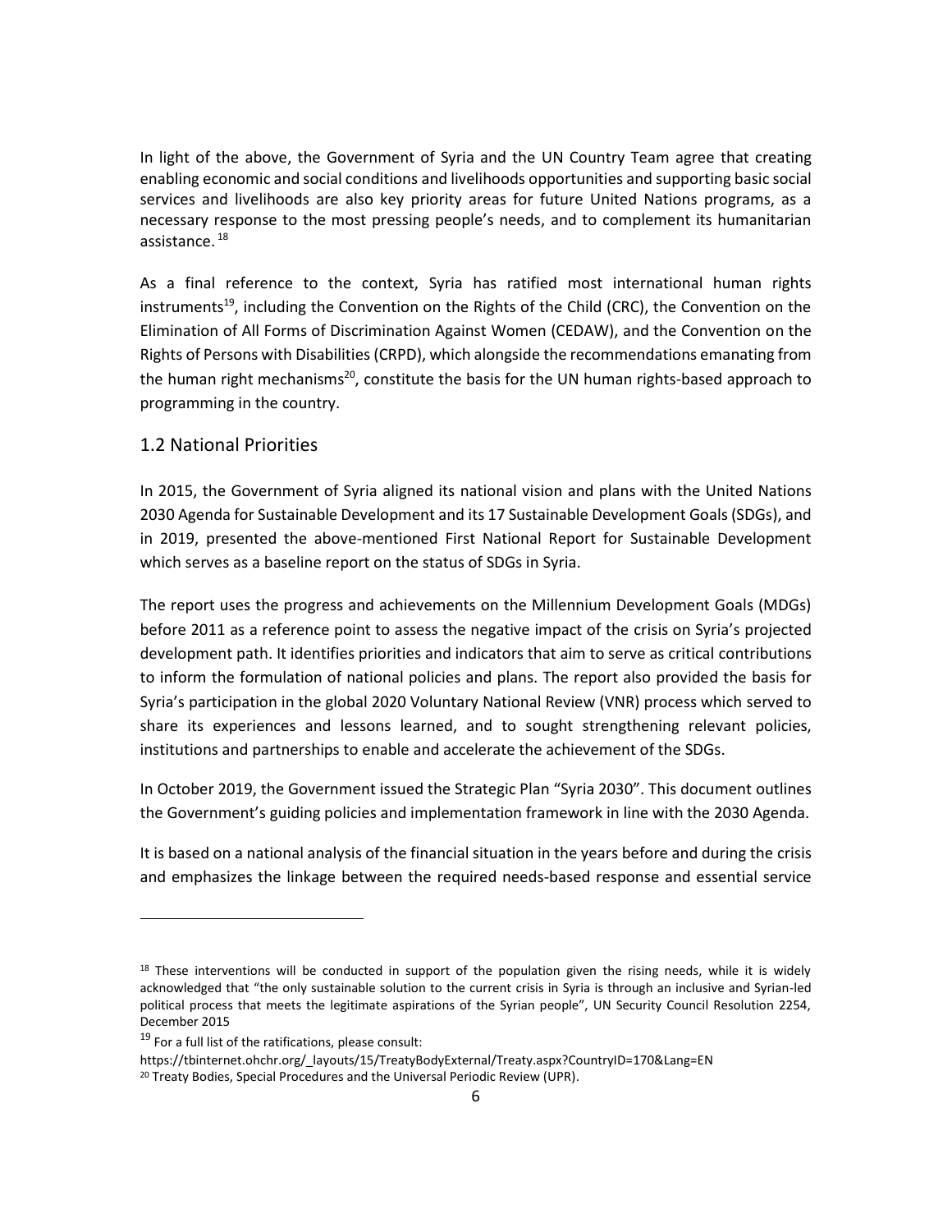In light of the above, the Government of Syria and the UN Country Team agree that creating enabling economic and social conditions and livelihoods opportunities and supporting basic social services and livelihoods are also key priority areas for future United Nations programs, as a necessary response to the most pressing people's needs, and to complement its humanitarian assistance. [18]

As a final reference to the context, Syria has ratified most international human rights instruments[19], including the Convention on the Rights of the Child (CRC), the Convention on the Elimination of All Forms of Discrimination Against Women (CEDAW), and the Convention on the Rights of Persons with Disabilities (CRPD), which alongside the recommendations emanating from the human right mechanisms[20], constitute the basis for the UN human rights-based approach to programming in the country.

## 1.2 National Priorities

In 2015, the Government of Syria aligned its national vision and plans with the United Nations 2030 Agenda for Sustainable Development and its 17 Sustainable Development Goals (SDGs), and in 2019, presented the above-mentioned First National Report for Sustainable Development which serves as a baseline report on the status of SDGs in Syria.

The report uses the progress and achievements on the Millennium Development Goals (MDGs) before 2011 as a reference point to assess the negative impact of the crisis on Syria's projected development path. It identifies priorities and indicators that aim to serve as critical contributions to inform the formulation of national policies and plans. The report also provided the basis for Syria's participation in the global 2020 Voluntary National Review (VNR) process which served to share its experiences and lessons learned, and to sought strengthening relevant policies, institutions and partnerships to enable and accelerate the achievement of the SDGs.

In October 2019, the Government issued the Strategic Plan "Syria 2030". This document outlines the Government's guiding policies and implementation framework in line with the 2030 Agenda.

It is based on a national analysis of the financial situation in the years before and during the crisis and emphasizes the linkage between the required needs-based response and essential service

---

[18] These interventions will be conducted in support of the population given the rising needs, while it is widely acknowledged that "the only sustainable solution to the current crisis in Syria is through an inclusive and Syrian-led political process that meets the legitimate aspirations of the Syrian people", UN Security Council Resolution 2254, December 2015

[19] For a full list of the ratifications, please consult:
https://tbinternet.ohchr.org/_layouts/15/TreatyBodyExternal/Treaty.aspx?CountryID=170&Lang=EN

[20] Treaty Bodies, Special Procedures and the Universal Periodic Review (UPR).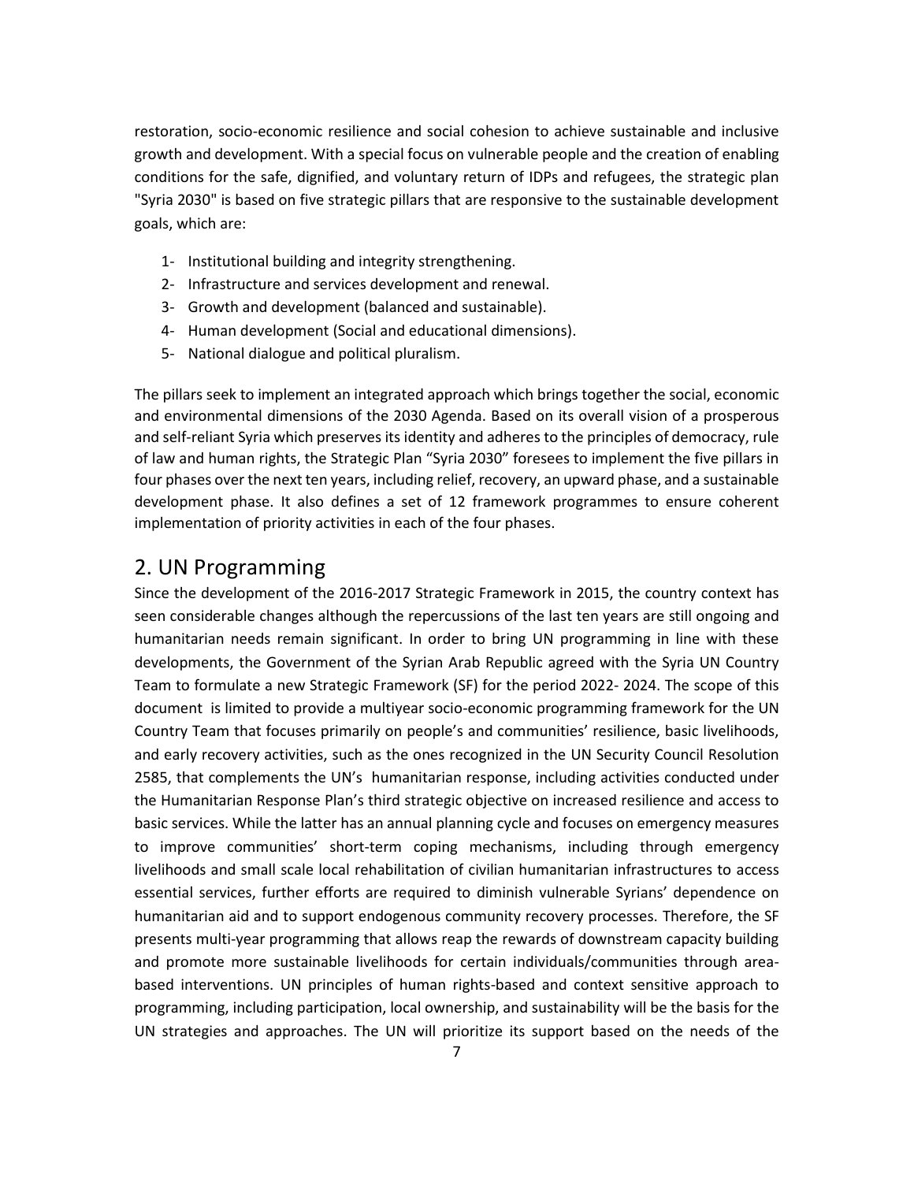restoration, socio-economic resilience and social cohesion to achieve sustainable and inclusive growth and development. With a special focus on vulnerable people and the creation of enabling conditions for the safe, dignified, and voluntary return of IDPs and refugees, the strategic plan "Syria 2030" is based on five strategic pillars that are responsive to the sustainable development goals, which are:

1- Institutional building and integrity strengthening.
2- Infrastructure and services development and renewal.
3- Growth and development (balanced and sustainable).
4- Human development (Social and educational dimensions).
5- National dialogue and political pluralism.

The pillars seek to implement an integrated approach which brings together the social, economic and environmental dimensions of the 2030 Agenda. Based on its overall vision of a prosperous and self-reliant Syria which preserves its identity and adheres to the principles of democracy, rule of law and human rights, the Strategic Plan "Syria 2030" foresees to implement the five pillars in four phases over the next ten years, including relief, recovery, an upward phase, and a sustainable development phase. It also defines a set of 12 framework programmes to ensure coherent implementation of priority activities in each of the four phases.

## 2. UN Programming

Since the development of the 2016-2017 Strategic Framework in 2015, the country context has seen considerable changes although the repercussions of the last ten years are still ongoing and humanitarian needs remain significant. In order to bring UN programming in line with these developments, the Government of the Syrian Arab Republic agreed with the Syria UN Country Team to formulate a new Strategic Framework (SF) for the period 2022- 2024. The scope of this document is limited to provide a multiyear socio-economic programming framework for the UN Country Team that focuses primarily on people's and communities' resilience, basic livelihoods, and early recovery activities, such as the ones recognized in the UN Security Council Resolution 2585, that complements the UN's humanitarian response, including activities conducted under the Humanitarian Response Plan's third strategic objective on increased resilience and access to basic services. While the latter has an annual planning cycle and focuses on emergency measures to improve communities' short-term coping mechanisms, including through emergency livelihoods and small scale local rehabilitation of civilian humanitarian infrastructures to access essential services, further efforts are required to diminish vulnerable Syrians' dependence on humanitarian aid and to support endogenous community recovery processes. Therefore, the SF presents multi-year programming that allows reap the rewards of downstream capacity building and promote more sustainable livelihoods for certain individuals/communities through area-based interventions. UN principles of human rights-based and context sensitive approach to programming, including participation, local ownership, and sustainability will be the basis for the UN strategies and approaches. The UN will prioritize its support based on the needs of the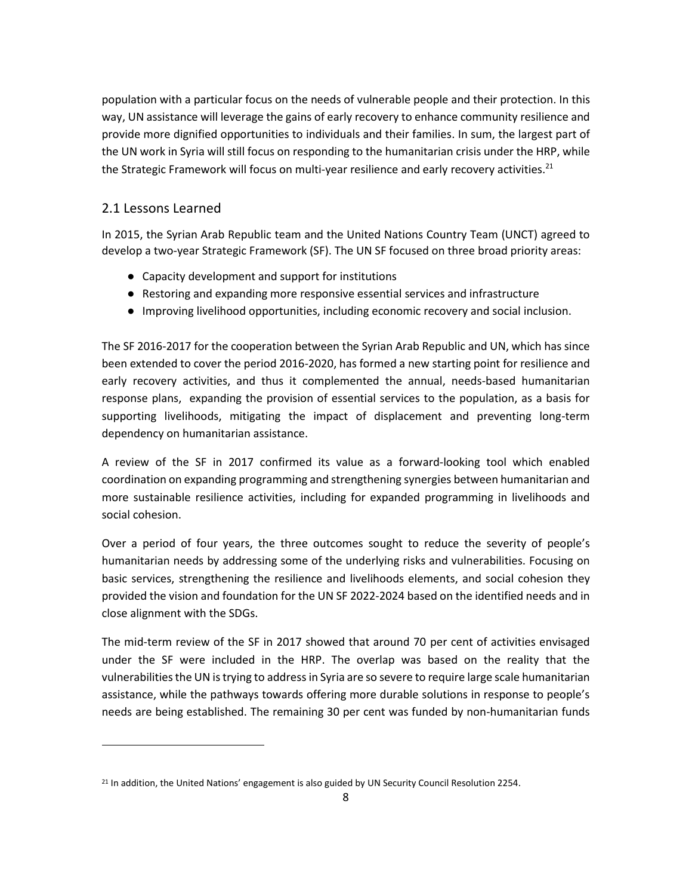population with a particular focus on the needs of vulnerable people and their protection. In this way, UN assistance will leverage the gains of early recovery to enhance community resilience and provide more dignified opportunities to individuals and their families. In sum, the largest part of the UN work in Syria will still focus on responding to the humanitarian crisis under the HRP, while the Strategic Framework will focus on multi-year resilience and early recovery activities.[21]

## 2.1 Lessons Learned

In 2015, the Syrian Arab Republic team and the United Nations Country Team (UNCT) agreed to develop a two-year Strategic Framework (SF). The UN SF focused on three broad priority areas:

- Capacity development and support for institutions
- Restoring and expanding more responsive essential services and infrastructure
- Improving livelihood opportunities, including economic recovery and social inclusion.

The SF 2016-2017 for the cooperation between the Syrian Arab Republic and UN, which has since been extended to cover the period 2016-2020, has formed a new starting point for resilience and early recovery activities, and thus it complemented the annual, needs-based humanitarian response plans, expanding the provision of essential services to the population, as a basis for supporting livelihoods, mitigating the impact of displacement and preventing long-term dependency on humanitarian assistance.

A review of the SF in 2017 confirmed its value as a forward-looking tool which enabled coordination on expanding programming and strengthening synergies between humanitarian and more sustainable resilience activities, including for expanded programming in livelihoods and social cohesion.

Over a period of four years, the three outcomes sought to reduce the severity of people's humanitarian needs by addressing some of the underlying risks and vulnerabilities. Focusing on basic services, strengthening the resilience and livelihoods elements, and social cohesion they provided the vision and foundation for the UN SF 2022-2024 based on the identified needs and in close alignment with the SDGs.

The mid-term review of the SF in 2017 showed that around 70 per cent of activities envisaged under the SF were included in the HRP. The overlap was based on the reality that the vulnerabilities the UN is trying to address in Syria are so severe to require large scale humanitarian assistance, while the pathways towards offering more durable solutions in response to people's needs are being established. The remaining 30 per cent was funded by non-humanitarian funds

---

[21] In addition, the United Nations' engagement is also guided by UN Security Council Resolution 2254.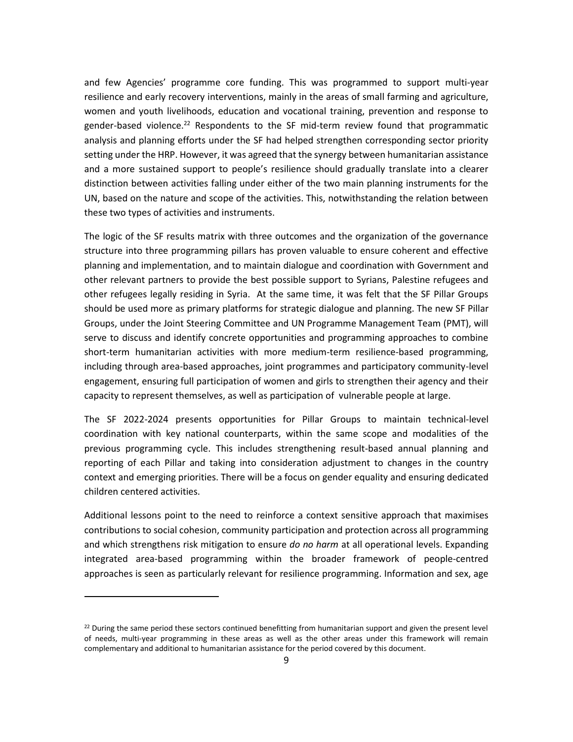and few Agencies' programme core funding. This was programmed to support multi-year resilience and early recovery interventions, mainly in the areas of small farming and agriculture, women and youth livelihoods, education and vocational training, prevention and response to gender-based violence.[22] Respondents to the SF mid-term review found that programmatic analysis and planning efforts under the SF had helped strengthen corresponding sector priority setting under the HRP. However, it was agreed that the synergy between humanitarian assistance and a more sustained support to people's resilience should gradually translate into a clearer distinction between activities falling under either of the two main planning instruments for the UN, based on the nature and scope of the activities. This, notwithstanding the relation between these two types of activities and instruments.

The logic of the SF results matrix with three outcomes and the organization of the governance structure into three programming pillars has proven valuable to ensure coherent and effective planning and implementation, and to maintain dialogue and coordination with Government and other relevant partners to provide the best possible support to Syrians, Palestine refugees and other refugees legally residing in Syria. At the same time, it was felt that the SF Pillar Groups should be used more as primary platforms for strategic dialogue and planning. The new SF Pillar Groups, under the Joint Steering Committee and UN Programme Management Team (PMT), will serve to discuss and identify concrete opportunities and programming approaches to combine short-term humanitarian activities with more medium-term resilience-based programming, including through area-based approaches, joint programmes and participatory community-level engagement, ensuring full participation of women and girls to strengthen their agency and their capacity to represent themselves, as well as participation of vulnerable people at large.

The SF 2022-2024 presents opportunities for Pillar Groups to maintain technical-level coordination with key national counterparts, within the same scope and modalities of the previous programming cycle. This includes strengthening result-based annual planning and reporting of each Pillar and taking into consideration adjustment to changes in the country context and emerging priorities. There will be a focus on gender equality and ensuring dedicated children centered activities.

Additional lessons point to the need to reinforce a context sensitive approach that maximises contributions to social cohesion, community participation and protection across all programming and which strengthens risk mitigation to ensure *do no harm* at all operational levels. Expanding integrated area-based programming within the broader framework of people-centred approaches is seen as particularly relevant for resilience programming. Information and sex, age

---

[22] During the same period these sectors continued benefitting from humanitarian support and given the present level of needs, multi-year programming in these areas as well as the other areas under this framework will remain complementary and additional to humanitarian assistance for the period covered by this document.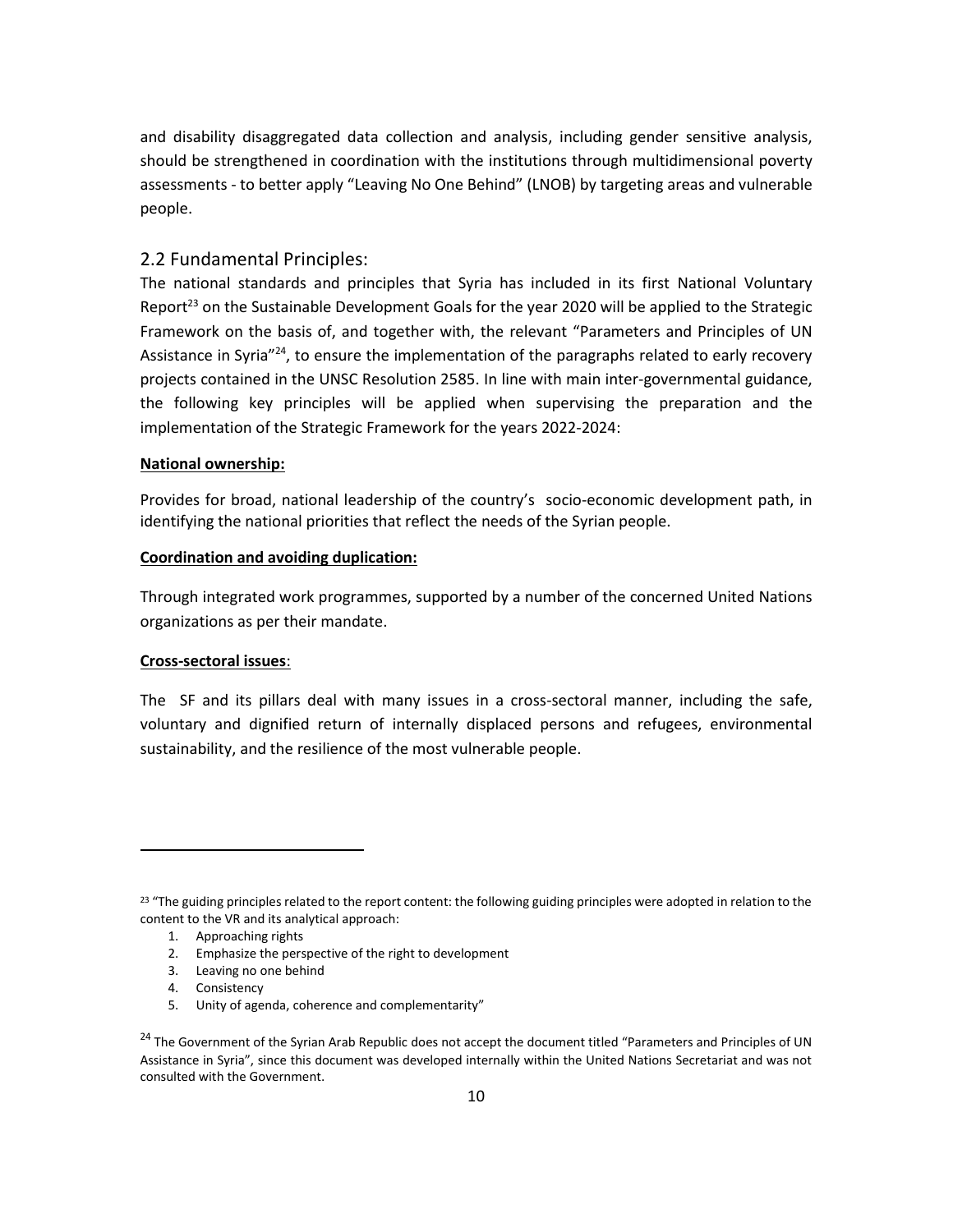and disability disaggregated data collection and analysis, including gender sensitive analysis, should be strengthened in coordination with the institutions through multidimensional poverty assessments - to better apply "Leaving No One Behind" (LNOB) by targeting areas and vulnerable people.

## 2.2 Fundamental Principles:

The national standards and principles that Syria has included in its first National Voluntary Report[23] on the Sustainable Development Goals for the year 2020 will be applied to the Strategic Framework on the basis of, and together with, the relevant "Parameters and Principles of UN Assistance in Syria"[24], to ensure the implementation of the paragraphs related to early recovery projects contained in the UNSC Resolution 2585. In line with main inter-governmental guidance, the following key principles will be applied when supervising the preparation and the implementation of the Strategic Framework for the years 2022-2024:

**National ownership:**

Provides for broad, national leadership of the country's socio-economic development path, in identifying the national priorities that reflect the needs of the Syrian people.

**Coordination and avoiding duplication:**

Through integrated work programmes, supported by a number of the concerned United Nations organizations as per their mandate.

**Cross-sectoral issues**:

The SF and its pillars deal with many issues in a cross-sectoral manner, including the safe, voluntary and dignified return of internally displaced persons and refugees, environmental sustainability, and the resilience of the most vulnerable people.

---

[23] "The guiding principles related to the report content: the following guiding principles were adopted in relation to the content to the VR and its analytical approach:

1. Approaching rights
2. Emphasize the perspective of the right to development
3. Leaving no one behind
4. Consistency
5. Unity of agenda, coherence and complementarity"

[24] The Government of the Syrian Arab Republic does not accept the document titled "Parameters and Principles of UN Assistance in Syria", since this document was developed internally within the United Nations Secretariat and was not consulted with the Government.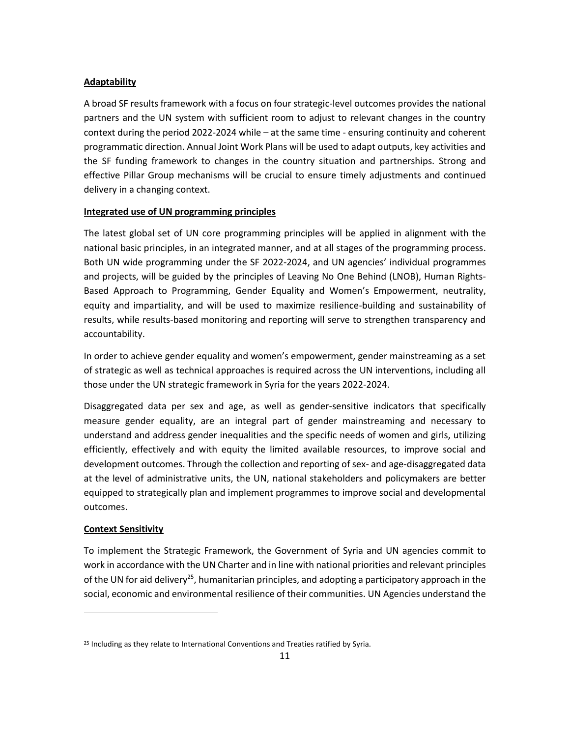**Adaptability**

A broad SF results framework with a focus on four strategic-level outcomes provides the national partners and the UN system with sufficient room to adjust to relevant changes in the country context during the period 2022-2024 while – at the same time - ensuring continuity and coherent programmatic direction. Annual Joint Work Plans will be used to adapt outputs, key activities and the SF funding framework to changes in the country situation and partnerships. Strong and effective Pillar Group mechanisms will be crucial to ensure timely adjustments and continued delivery in a changing context.

**Integrated use of UN programming principles**

The latest global set of UN core programming principles will be applied in alignment with the national basic principles, in an integrated manner, and at all stages of the programming process. Both UN wide programming under the SF 2022-2024, and UN agencies' individual programmes and projects, will be guided by the principles of Leaving No One Behind (LNOB), Human Rights-Based Approach to Programming, Gender Equality and Women's Empowerment, neutrality, equity and impartiality, and will be used to maximize resilience-building and sustainability of results, while results-based monitoring and reporting will serve to strengthen transparency and accountability.

In order to achieve gender equality and women's empowerment, gender mainstreaming as a set of strategic as well as technical approaches is required across the UN interventions, including all those under the UN strategic framework in Syria for the years 2022-2024.

Disaggregated data per sex and age, as well as gender-sensitive indicators that specifically measure gender equality, are an integral part of gender mainstreaming and necessary to understand and address gender inequalities and the specific needs of women and girls, utilizing efficiently, effectively and with equity the limited available resources, to improve social and development outcomes. Through the collection and reporting of sex- and age-disaggregated data at the level of administrative units, the UN, national stakeholders and policymakers are better equipped to strategically plan and implement programmes to improve social and developmental outcomes.

**Context Sensitivity**

To implement the Strategic Framework, the Government of Syria and UN agencies commit to work in accordance with the UN Charter and in line with national priorities and relevant principles of the UN for aid delivery[25], humanitarian principles, and adopting a participatory approach in the social, economic and environmental resilience of their communities. UN Agencies understand the

[25] Including as they relate to International Conventions and Treaties ratified by Syria.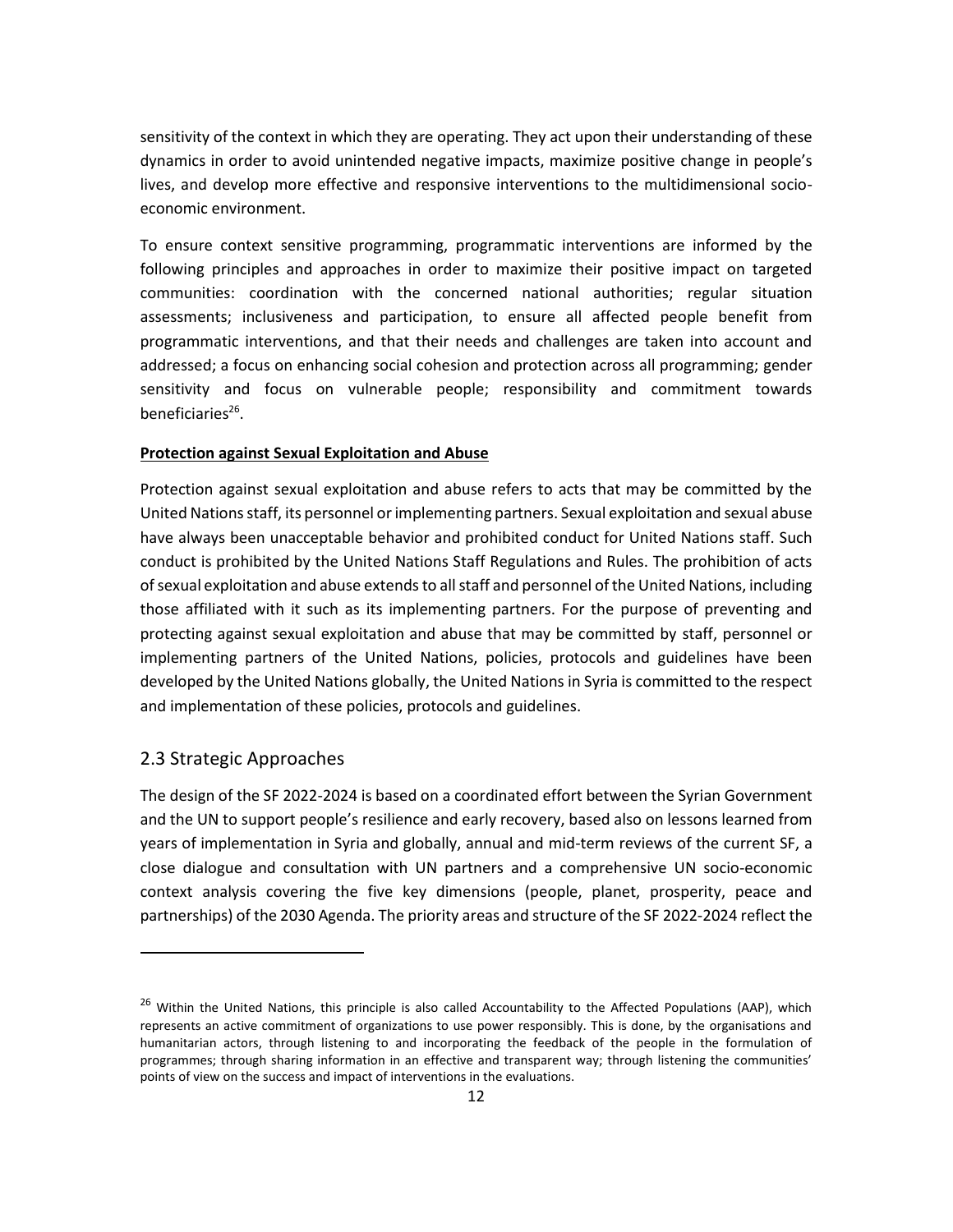sensitivity of the context in which they are operating. They act upon their understanding of these dynamics in order to avoid unintended negative impacts, maximize positive change in people's lives, and develop more effective and responsive interventions to the multidimensional socio-economic environment.

To ensure context sensitive programming, programmatic interventions are informed by the following principles and approaches in order to maximize their positive impact on targeted communities: coordination with the concerned national authorities; regular situation assessments; inclusiveness and participation, to ensure all affected people benefit from programmatic interventions, and that their needs and challenges are taken into account and addressed; a focus on enhancing social cohesion and protection across all programming; gender sensitivity and focus on vulnerable people; responsibility and commitment towards beneficiaries[26].

**Protection against Sexual Exploitation and Abuse**

Protection against sexual exploitation and abuse refers to acts that may be committed by the United Nations staff, its personnel or implementing partners. Sexual exploitation and sexual abuse have always been unacceptable behavior and prohibited conduct for United Nations staff. Such conduct is prohibited by the United Nations Staff Regulations and Rules. The prohibition of acts of sexual exploitation and abuse extends to all staff and personnel of the United Nations, including those affiliated with it such as its implementing partners. For the purpose of preventing and protecting against sexual exploitation and abuse that may be committed by staff, personnel or implementing partners of the United Nations, policies, protocols and guidelines have been developed by the United Nations globally, the United Nations in Syria is committed to the respect and implementation of these policies, protocols and guidelines.

## 2.3 Strategic Approaches

The design of the SF 2022-2024 is based on a coordinated effort between the Syrian Government and the UN to support people's resilience and early recovery, based also on lessons learned from years of implementation in Syria and globally, annual and mid-term reviews of the current SF, a close dialogue and consultation with UN partners and a comprehensive UN socio-economic context analysis covering the five key dimensions (people, planet, prosperity, peace and partnerships) of the 2030 Agenda. The priority areas and structure of the SF 2022-2024 reflect the

---

[26] Within the United Nations, this principle is also called Accountability to the Affected Populations (AAP), which represents an active commitment of organizations to use power responsibly. This is done, by the organisations and humanitarian actors, through listening to and incorporating the feedback of the people in the formulation of programmes; through sharing information in an effective and transparent way; through listening the communities' points of view on the success and impact of interventions in the evaluations.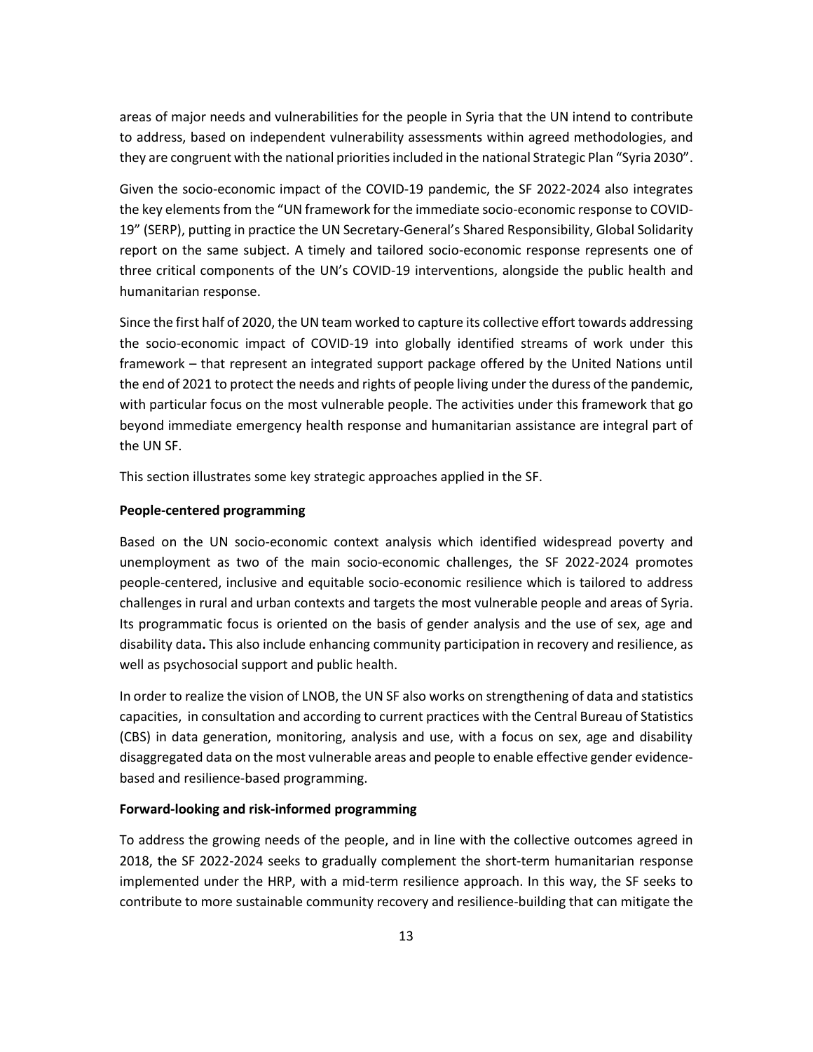areas of major needs and vulnerabilities for the people in Syria that the UN intend to contribute to address, based on independent vulnerability assessments within agreed methodologies, and they are congruent with the national priorities included in the national Strategic Plan "Syria 2030".

Given the socio-economic impact of the COVID-19 pandemic, the SF 2022-2024 also integrates the key elements from the "UN framework for the immediate socio-economic response to COVID-19" (SERP), putting in practice the UN Secretary-General's Shared Responsibility, Global Solidarity report on the same subject. A timely and tailored socio-economic response represents one of three critical components of the UN's COVID-19 interventions, alongside the public health and humanitarian response.

Since the first half of 2020, the UN team worked to capture its collective effort towards addressing the socio-economic impact of COVID-19 into globally identified streams of work under this framework – that represent an integrated support package offered by the United Nations until the end of 2021 to protect the needs and rights of people living under the duress of the pandemic, with particular focus on the most vulnerable people. The activities under this framework that go beyond immediate emergency health response and humanitarian assistance are integral part of the UN SF.

This section illustrates some key strategic approaches applied in the SF.

**People-centered programming**

Based on the UN socio-economic context analysis which identified widespread poverty and unemployment as two of the main socio-economic challenges, the SF 2022-2024 promotes people-centered, inclusive and equitable socio-economic resilience which is tailored to address challenges in rural and urban contexts and targets the most vulnerable people and areas of Syria. Its programmatic focus is oriented on the basis of gender analysis and the use of sex, age and disability data**.** This also include enhancing community participation in recovery and resilience, as well as psychosocial support and public health.

In order to realize the vision of LNOB, the UN SF also works on strengthening of data and statistics capacities, in consultation and according to current practices with the Central Bureau of Statistics (CBS) in data generation, monitoring, analysis and use, with a focus on sex, age and disability disaggregated data on the most vulnerable areas and people to enable effective gender evidence-based and resilience-based programming.

**Forward-looking and risk-informed programming**

To address the growing needs of the people, and in line with the collective outcomes agreed in 2018, the SF 2022-2024 seeks to gradually complement the short-term humanitarian response implemented under the HRP, with a mid-term resilience approach. In this way, the SF seeks to contribute to more sustainable community recovery and resilience-building that can mitigate the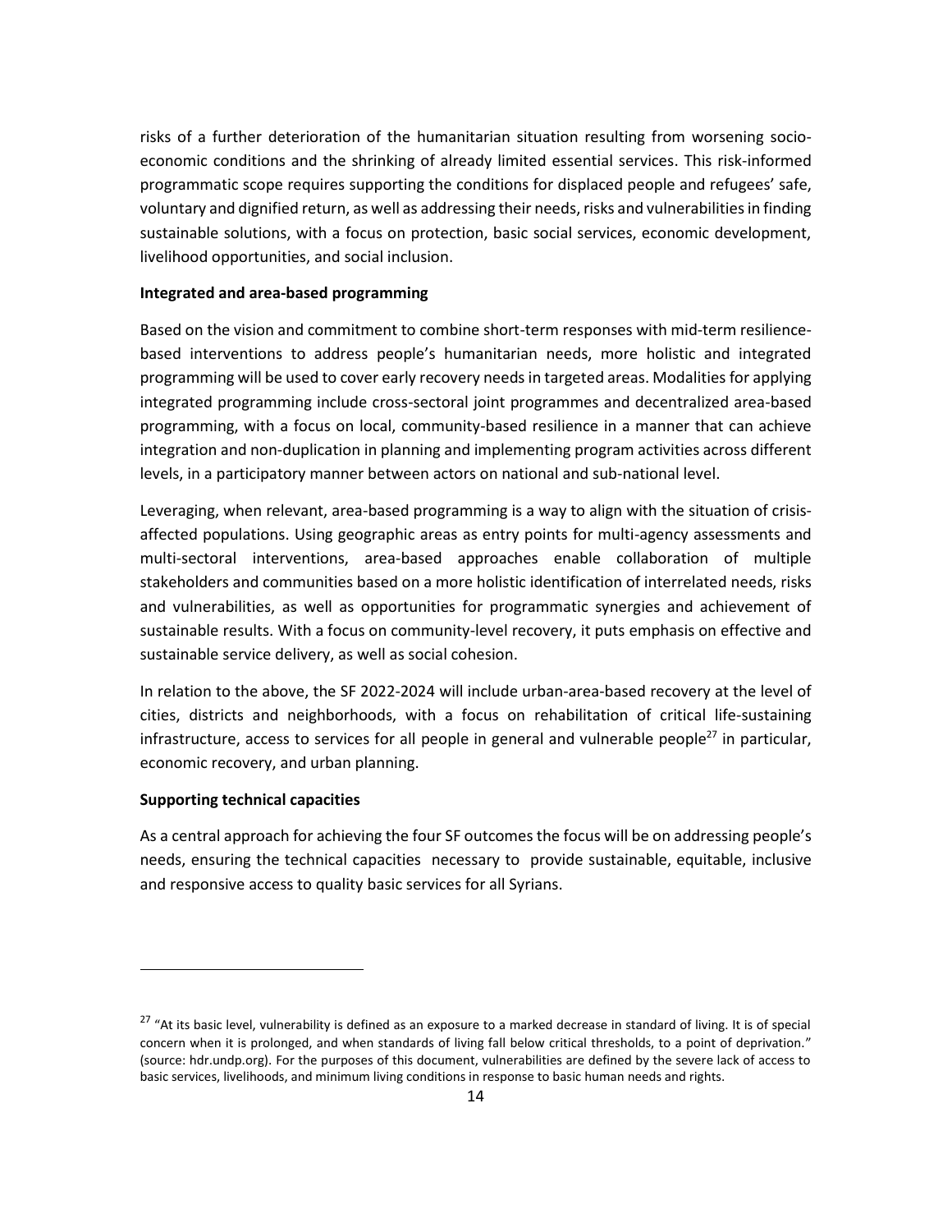risks of a further deterioration of the humanitarian situation resulting from worsening socio-economic conditions and the shrinking of already limited essential services. This risk-informed programmatic scope requires supporting the conditions for displaced people and refugees' safe, voluntary and dignified return, as well as addressing their needs, risks and vulnerabilities in finding sustainable solutions, with a focus on protection, basic social services, economic development, livelihood opportunities, and social inclusion.

**Integrated and area-based programming**

Based on the vision and commitment to combine short-term responses with mid-term resilience-based interventions to address people's humanitarian needs, more holistic and integrated programming will be used to cover early recovery needs in targeted areas. Modalities for applying integrated programming include cross-sectoral joint programmes and decentralized area-based programming, with a focus on local, community-based resilience in a manner that can achieve integration and non-duplication in planning and implementing program activities across different levels, in a participatory manner between actors on national and sub-national level.

Leveraging, when relevant, area-based programming is a way to align with the situation of crisis-affected populations. Using geographic areas as entry points for multi-agency assessments and multi-sectoral interventions, area-based approaches enable collaboration of multiple stakeholders and communities based on a more holistic identification of interrelated needs, risks and vulnerabilities, as well as opportunities for programmatic synergies and achievement of sustainable results. With a focus on community-level recovery, it puts emphasis on effective and sustainable service delivery, as well as social cohesion.

In relation to the above, the SF 2022-2024 will include urban-area-based recovery at the level of cities, districts and neighborhoods, with a focus on rehabilitation of critical life-sustaining infrastructure, access to services for all people in general and vulnerable people[27] in particular, economic recovery, and urban planning.

**Supporting technical capacities**

As a central approach for achieving the four SF outcomes the focus will be on addressing people's needs, ensuring the technical capacities necessary to provide sustainable, equitable, inclusive and responsive access to quality basic services for all Syrians.

---

[27] "At its basic level, vulnerability is defined as an exposure to a marked decrease in standard of living. It is of special concern when it is prolonged, and when standards of living fall below critical thresholds, to a point of deprivation." (source: hdr.undp.org). For the purposes of this document, vulnerabilities are defined by the severe lack of access to basic services, livelihoods, and minimum living conditions in response to basic human needs and rights.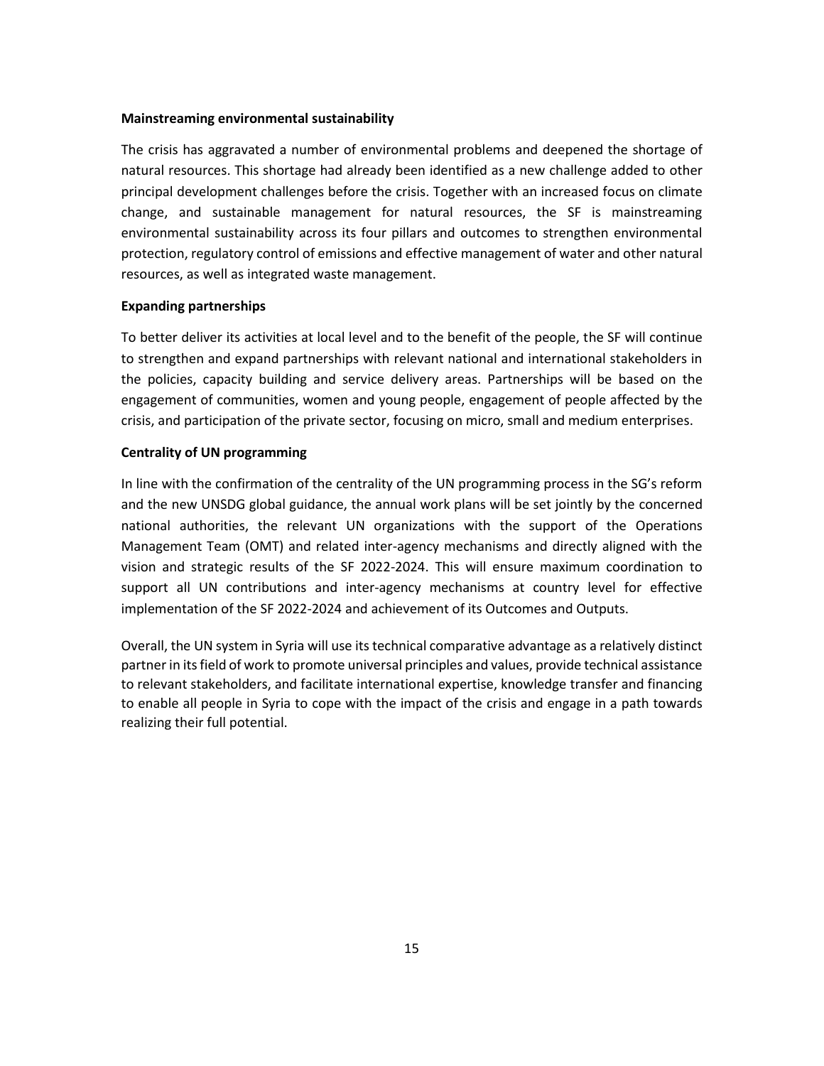**Mainstreaming environmental sustainability**

The crisis has aggravated a number of environmental problems and deepened the shortage of natural resources. This shortage had already been identified as a new challenge added to other principal development challenges before the crisis. Together with an increased focus on climate change, and sustainable management for natural resources, the SF is mainstreaming environmental sustainability across its four pillars and outcomes to strengthen environmental protection, regulatory control of emissions and effective management of water and other natural resources, as well as integrated waste management.

**Expanding partnerships**

To better deliver its activities at local level and to the benefit of the people, the SF will continue to strengthen and expand partnerships with relevant national and international stakeholders in the policies, capacity building and service delivery areas. Partnerships will be based on the engagement of communities, women and young people, engagement of people affected by the crisis, and participation of the private sector, focusing on micro, small and medium enterprises.

**Centrality of UN programming**

In line with the confirmation of the centrality of the UN programming process in the SG's reform and the new UNSDG global guidance, the annual work plans will be set jointly by the concerned national authorities, the relevant UN organizations with the support of the Operations Management Team (OMT) and related inter-agency mechanisms and directly aligned with the vision and strategic results of the SF 2022-2024. This will ensure maximum coordination to support all UN contributions and inter-agency mechanisms at country level for effective implementation of the SF 2022-2024 and achievement of its Outcomes and Outputs.

Overall, the UN system in Syria will use its technical comparative advantage as a relatively distinct partner in its field of work to promote universal principles and values, provide technical assistance to relevant stakeholders, and facilitate international expertise, knowledge transfer and financing to enable all people in Syria to cope with the impact of the crisis and engage in a path towards realizing their full potential.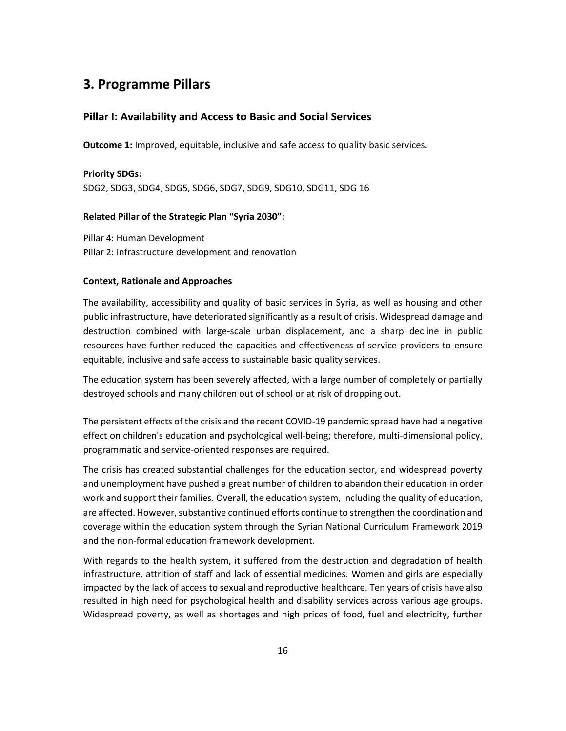## 3. Programme Pillars

### Pillar I: Availability and Access to Basic and Social Services

**Outcome 1:** Improved, equitable, inclusive and safe access to quality basic services.

**Priority SDGs:**
SDG2, SDG3, SDG4, SDG5, SDG6, SDG7, SDG9, SDG10, SDG11, SDG 16

**Related Pillar of the Strategic Plan "Syria 2030":**

Pillar 4: Human Development
Pillar 2: Infrastructure development and renovation

**Context, Rationale and Approaches**

The availability, accessibility and quality of basic services in Syria, as well as housing and other public infrastructure, have deteriorated significantly as a result of crisis. Widespread damage and destruction combined with large-scale urban displacement, and a sharp decline in public resources have further reduced the capacities and effectiveness of service providers to ensure equitable, inclusive and safe access to sustainable basic quality services.

The education system has been severely affected, with a large number of completely or partially destroyed schools and many children out of school or at risk of dropping out.

The persistent effects of the crisis and the recent COVID-19 pandemic spread have had a negative effect on children's education and psychological well-being; therefore, multi-dimensional policy, programmatic and service-oriented responses are required.

The crisis has created substantial challenges for the education sector, and widespread poverty and unemployment have pushed a great number of children to abandon their education in order work and support their families. Overall, the education system, including the quality of education, are affected. However, substantive continued efforts continue to strengthen the coordination and coverage within the education system through the Syrian National Curriculum Framework 2019 and the non-formal education framework development.

With regards to the health system, it suffered from the destruction and degradation of health infrastructure, attrition of staff and lack of essential medicines. Women and girls are especially impacted by the lack of access to sexual and reproductive healthcare. Ten years of crisis have also resulted in high need for psychological health and disability services across various age groups. Widespread poverty, as well as shortages and high prices of food, fuel and electricity, further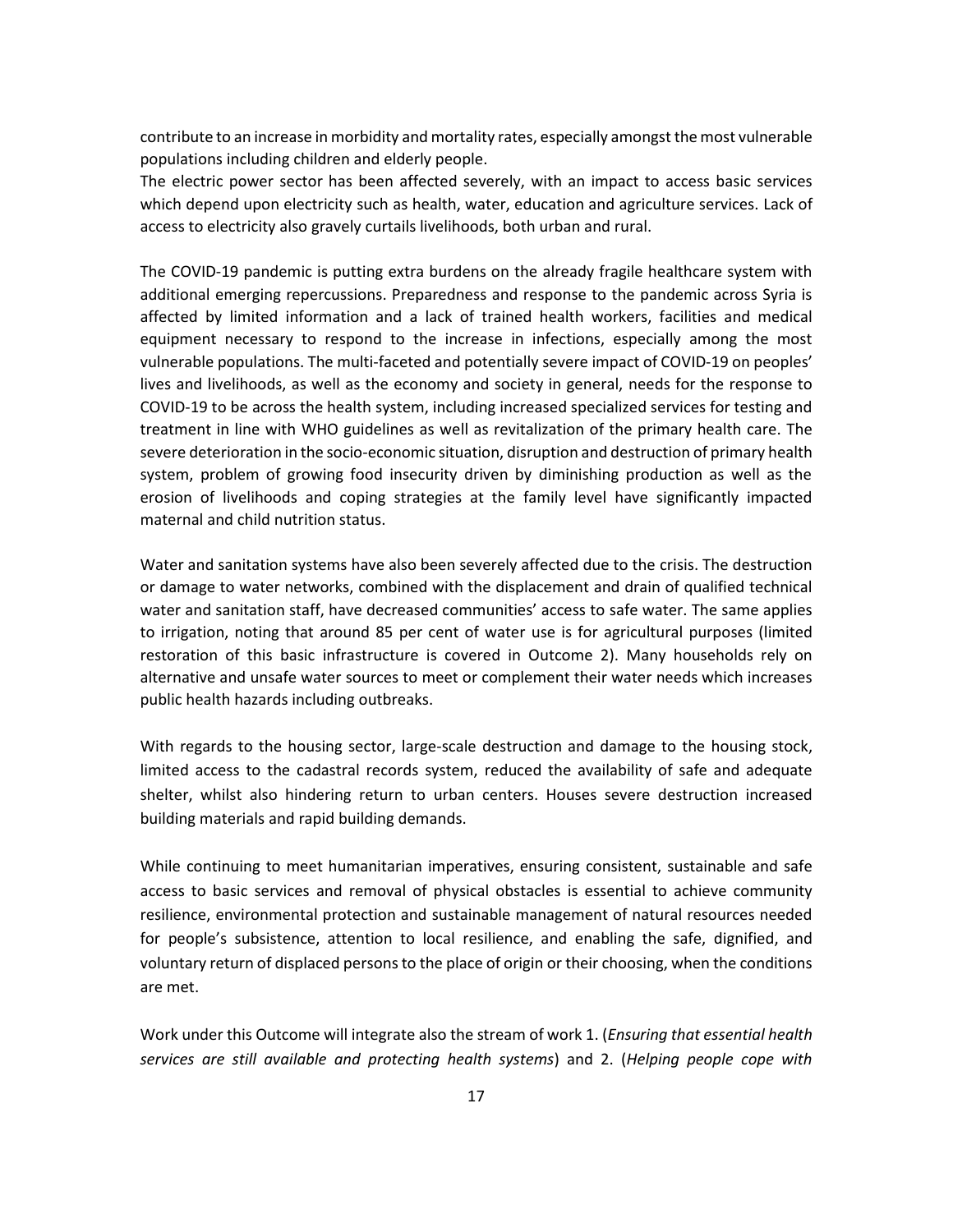contribute to an increase in morbidity and mortality rates, especially amongst the most vulnerable populations including children and elderly people.
The electric power sector has been affected severely, with an impact to access basic services which depend upon electricity such as health, water, education and agriculture services. Lack of access to electricity also gravely curtails livelihoods, both urban and rural.

The COVID-19 pandemic is putting extra burdens on the already fragile healthcare system with additional emerging repercussions. Preparedness and response to the pandemic across Syria is affected by limited information and a lack of trained health workers, facilities and medical equipment necessary to respond to the increase in infections, especially among the most vulnerable populations. The multi-faceted and potentially severe impact of COVID-19 on peoples' lives and livelihoods, as well as the economy and society in general, needs for the response to COVID-19 to be across the health system, including increased specialized services for testing and treatment in line with WHO guidelines as well as revitalization of the primary health care. The severe deterioration in the socio-economic situation, disruption and destruction of primary health system, problem of growing food insecurity driven by diminishing production as well as the erosion of livelihoods and coping strategies at the family level have significantly impacted maternal and child nutrition status.

Water and sanitation systems have also been severely affected due to the crisis. The destruction or damage to water networks, combined with the displacement and drain of qualified technical water and sanitation staff, have decreased communities' access to safe water. The same applies to irrigation, noting that around 85 per cent of water use is for agricultural purposes (limited restoration of this basic infrastructure is covered in Outcome 2). Many households rely on alternative and unsafe water sources to meet or complement their water needs which increases public health hazards including outbreaks.

With regards to the housing sector, large-scale destruction and damage to the housing stock, limited access to the cadastral records system, reduced the availability of safe and adequate shelter, whilst also hindering return to urban centers. Houses severe destruction increased building materials and rapid building demands.

While continuing to meet humanitarian imperatives, ensuring consistent, sustainable and safe access to basic services and removal of physical obstacles is essential to achieve community resilience, environmental protection and sustainable management of natural resources needed for people's subsistence, attention to local resilience, and enabling the safe, dignified, and voluntary return of displaced persons to the place of origin or their choosing, when the conditions are met.

Work under this Outcome will integrate also the stream of work 1. (*Ensuring that essential health services are still available and protecting health systems*) and 2. (*Helping people cope with*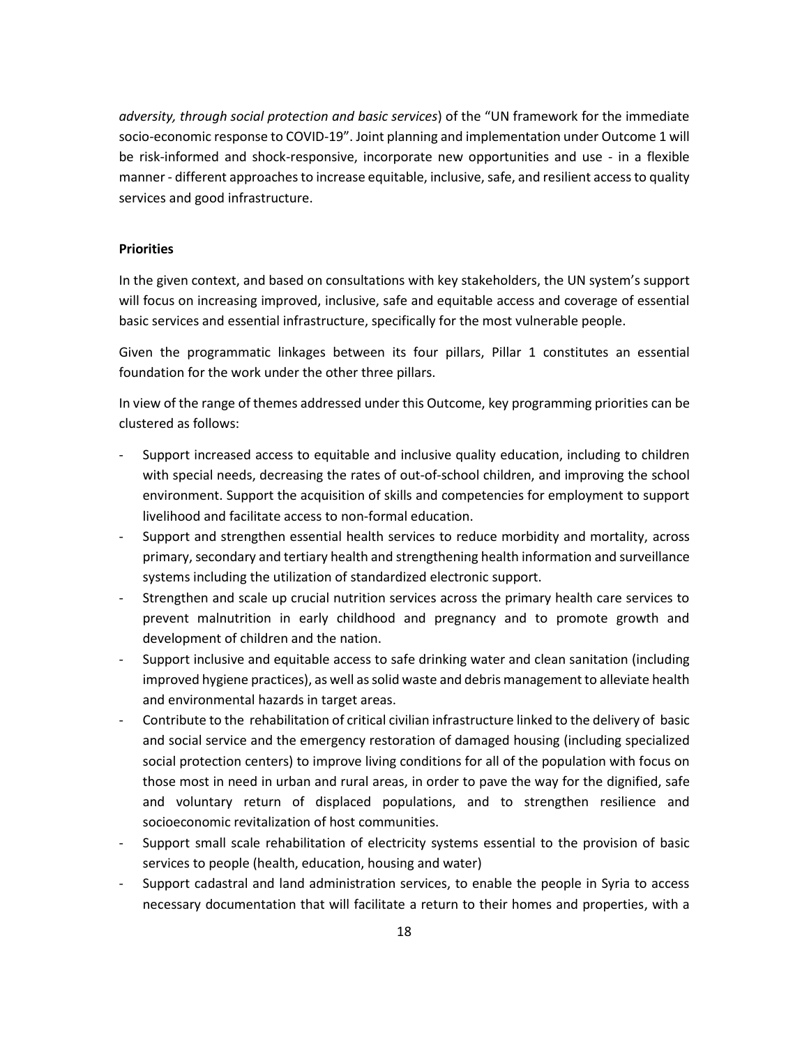*adversity, through social protection and basic services*) of the "UN framework for the immediate socio-economic response to COVID-19". Joint planning and implementation under Outcome 1 will be risk-informed and shock-responsive, incorporate new opportunities and use - in a flexible manner - different approaches to increase equitable, inclusive, safe, and resilient access to quality services and good infrastructure.

**Priorities**

In the given context, and based on consultations with key stakeholders, the UN system's support will focus on increasing improved, inclusive, safe and equitable access and coverage of essential basic services and essential infrastructure, specifically for the most vulnerable people.

Given the programmatic linkages between its four pillars, Pillar 1 constitutes an essential foundation for the work under the other three pillars.

In view of the range of themes addressed under this Outcome, key programming priorities can be clustered as follows:

- Support increased access to equitable and inclusive quality education, including to children with special needs, decreasing the rates of out-of-school children, and improving the school environment. Support the acquisition of skills and competencies for employment to support livelihood and facilitate access to non-formal education.
- Support and strengthen essential health services to reduce morbidity and mortality, across primary, secondary and tertiary health and strengthening health information and surveillance systems including the utilization of standardized electronic support.
- Strengthen and scale up crucial nutrition services across the primary health care services to prevent malnutrition in early childhood and pregnancy and to promote growth and development of children and the nation.
- Support inclusive and equitable access to safe drinking water and clean sanitation (including improved hygiene practices), as well as solid waste and debris management to alleviate health and environmental hazards in target areas.
- Contribute to the rehabilitation of critical civilian infrastructure linked to the delivery of basic and social service and the emergency restoration of damaged housing (including specialized social protection centers) to improve living conditions for all of the population with focus on those most in need in urban and rural areas, in order to pave the way for the dignified, safe and voluntary return of displaced populations, and to strengthen resilience and socioeconomic revitalization of host communities.
- Support small scale rehabilitation of electricity systems essential to the provision of basic services to people (health, education, housing and water)
- Support cadastral and land administration services, to enable the people in Syria to access necessary documentation that will facilitate a return to their homes and properties, with a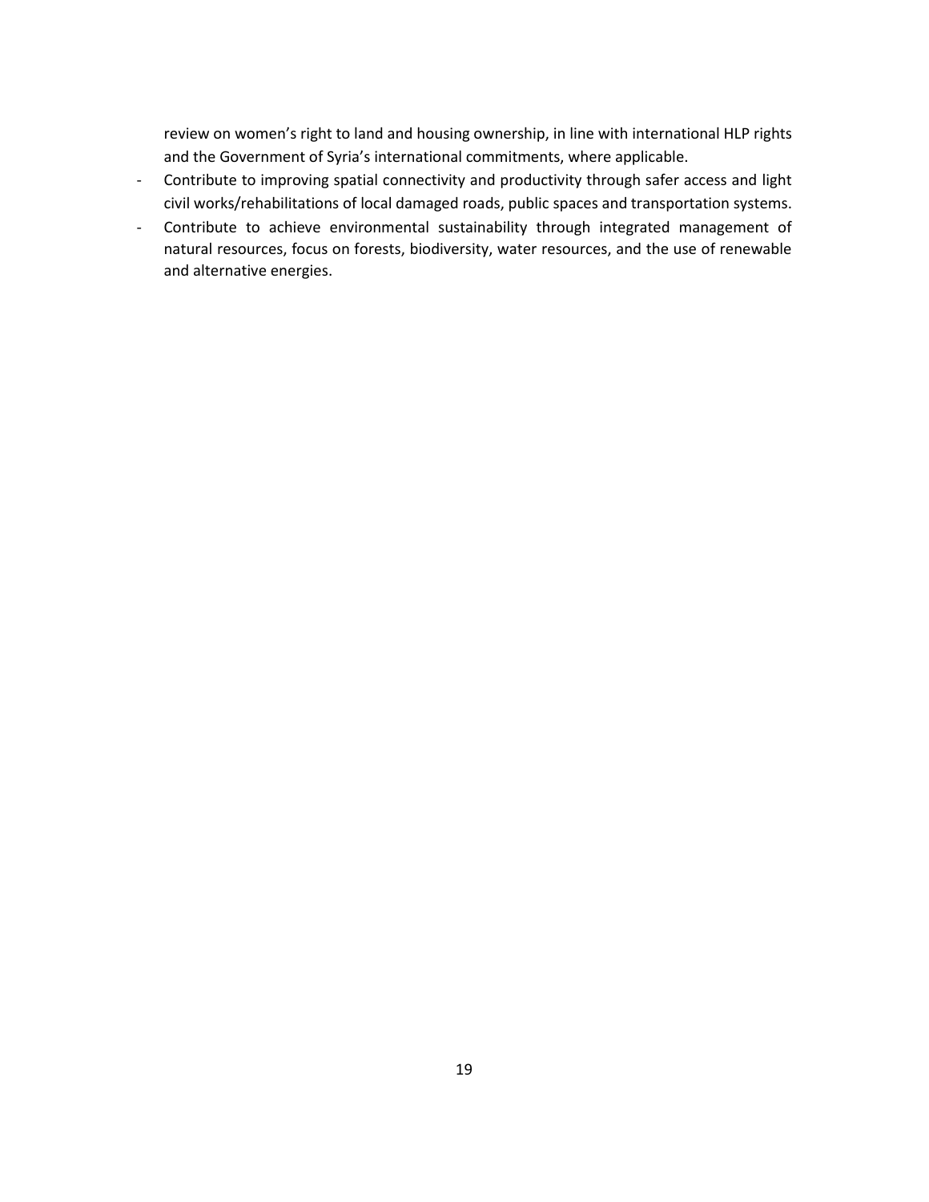review on women's right to land and housing ownership, in line with international HLP rights and the Government of Syria's international commitments, where applicable.

- Contribute to improving spatial connectivity and productivity through safer access and light civil works/rehabilitations of local damaged roads, public spaces and transportation systems.
- Contribute to achieve environmental sustainability through integrated management of natural resources, focus on forests, biodiversity, water resources, and the use of renewable and alternative energies.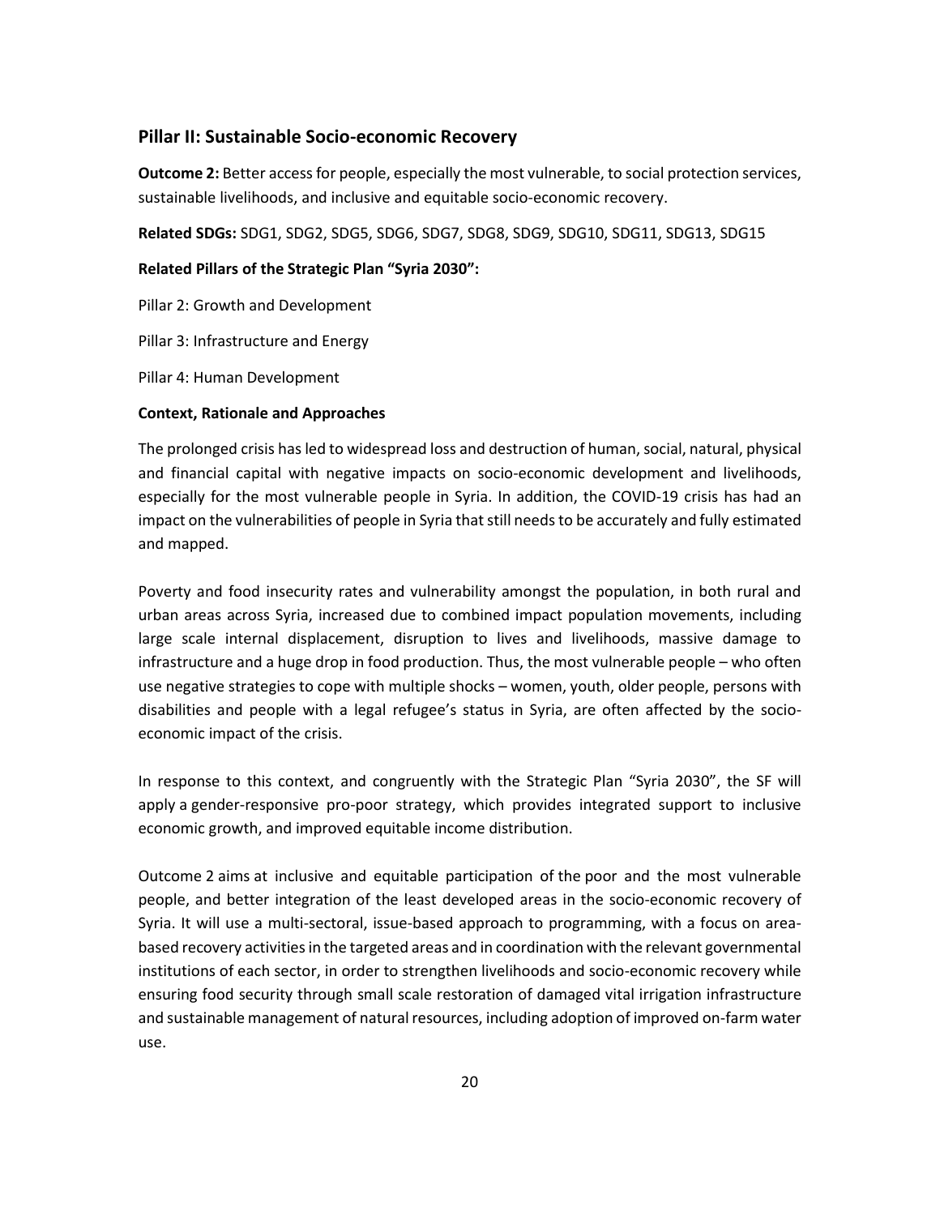## Pillar II: Sustainable Socio-economic Recovery

**Outcome 2:** Better access for people, especially the most vulnerable, to social protection services, sustainable livelihoods, and inclusive and equitable socio-economic recovery.

**Related SDGs:** SDG1, SDG2, SDG5, SDG6, SDG7, SDG8, SDG9, SDG10, SDG11, SDG13, SDG15

**Related Pillars of the Strategic Plan "Syria 2030":**

Pillar 2: Growth and Development

Pillar 3: Infrastructure and Energy

Pillar 4: Human Development

**Context, Rationale and Approaches**

The prolonged crisis has led to widespread loss and destruction of human, social, natural, physical and financial capital with negative impacts on socio-economic development and livelihoods, especially for the most vulnerable people in Syria. In addition, the COVID-19 crisis has had an impact on the vulnerabilities of people in Syria that still needs to be accurately and fully estimated and mapped.

Poverty and food insecurity rates and vulnerability amongst the population, in both rural and urban areas across Syria, increased due to combined impact population movements, including large scale internal displacement, disruption to lives and livelihoods, massive damage to infrastructure and a huge drop in food production. Thus, the most vulnerable people – who often use negative strategies to cope with multiple shocks – women, youth, older people, persons with disabilities and people with a legal refugee's status in Syria, are often affected by the socio-economic impact of the crisis.

In response to this context, and congruently with the Strategic Plan "Syria 2030", the SF will apply a gender-responsive pro-poor strategy, which provides integrated support to inclusive economic growth, and improved equitable income distribution.

Outcome 2 aims at inclusive and equitable participation of the poor and the most vulnerable people, and better integration of the least developed areas in the socio-economic recovery of Syria. It will use a multi-sectoral, issue-based approach to programming, with a focus on area-based recovery activities in the targeted areas and in coordination with the relevant governmental institutions of each sector, in order to strengthen livelihoods and socio-economic recovery while ensuring food security through small scale restoration of damaged vital irrigation infrastructure and sustainable management of natural resources, including adoption of improved on-farm water use.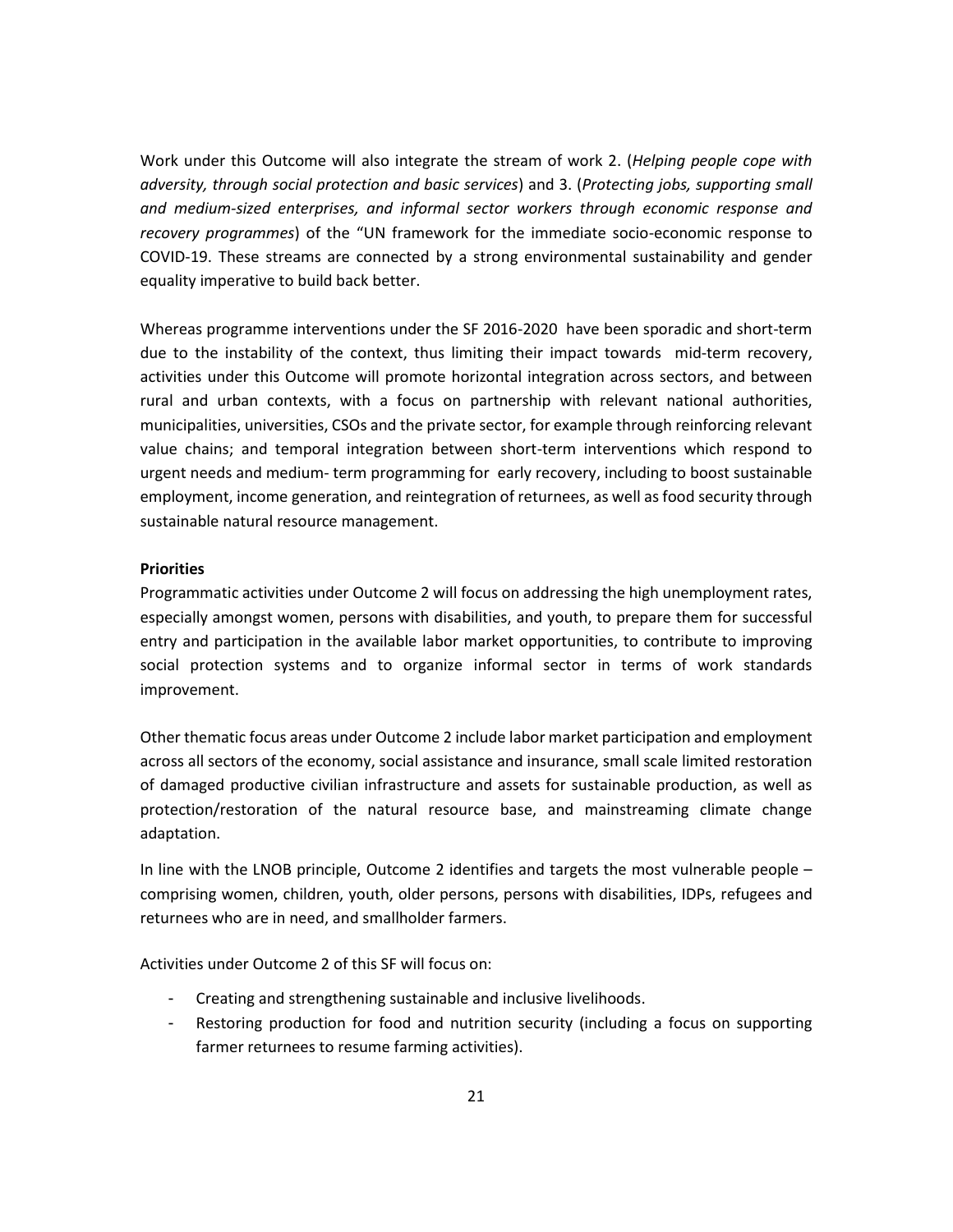Work under this Outcome will also integrate the stream of work 2. (*Helping people cope with adversity, through social protection and basic services*) and 3. (*Protecting jobs, supporting small and medium-sized enterprises, and informal sector workers through economic response and recovery programmes*) of the "UN framework for the immediate socio-economic response to COVID-19. These streams are connected by a strong environmental sustainability and gender equality imperative to build back better.

Whereas programme interventions under the SF 2016-2020 have been sporadic and short-term due to the instability of the context, thus limiting their impact towards mid-term recovery, activities under this Outcome will promote horizontal integration across sectors, and between rural and urban contexts, with a focus on partnership with relevant national authorities, municipalities, universities, CSOs and the private sector, for example through reinforcing relevant value chains; and temporal integration between short-term interventions which respond to urgent needs and medium- term programming for early recovery, including to boost sustainable employment, income generation, and reintegration of returnees, as well as food security through sustainable natural resource management.

**Priorities**

Programmatic activities under Outcome 2 will focus on addressing the high unemployment rates, especially amongst women, persons with disabilities, and youth, to prepare them for successful entry and participation in the available labor market opportunities, to contribute to improving social protection systems and to organize informal sector in terms of work standards improvement.

Other thematic focus areas under Outcome 2 include labor market participation and employment across all sectors of the economy, social assistance and insurance, small scale limited restoration of damaged productive civilian infrastructure and assets for sustainable production, as well as protection/restoration of the natural resource base, and mainstreaming climate change adaptation.

In line with the LNOB principle, Outcome 2 identifies and targets the most vulnerable people – comprising women, children, youth, older persons, persons with disabilities, IDPs, refugees and returnees who are in need, and smallholder farmers.

Activities under Outcome 2 of this SF will focus on:

- Creating and strengthening sustainable and inclusive livelihoods.
- Restoring production for food and nutrition security (including a focus on supporting farmer returnees to resume farming activities).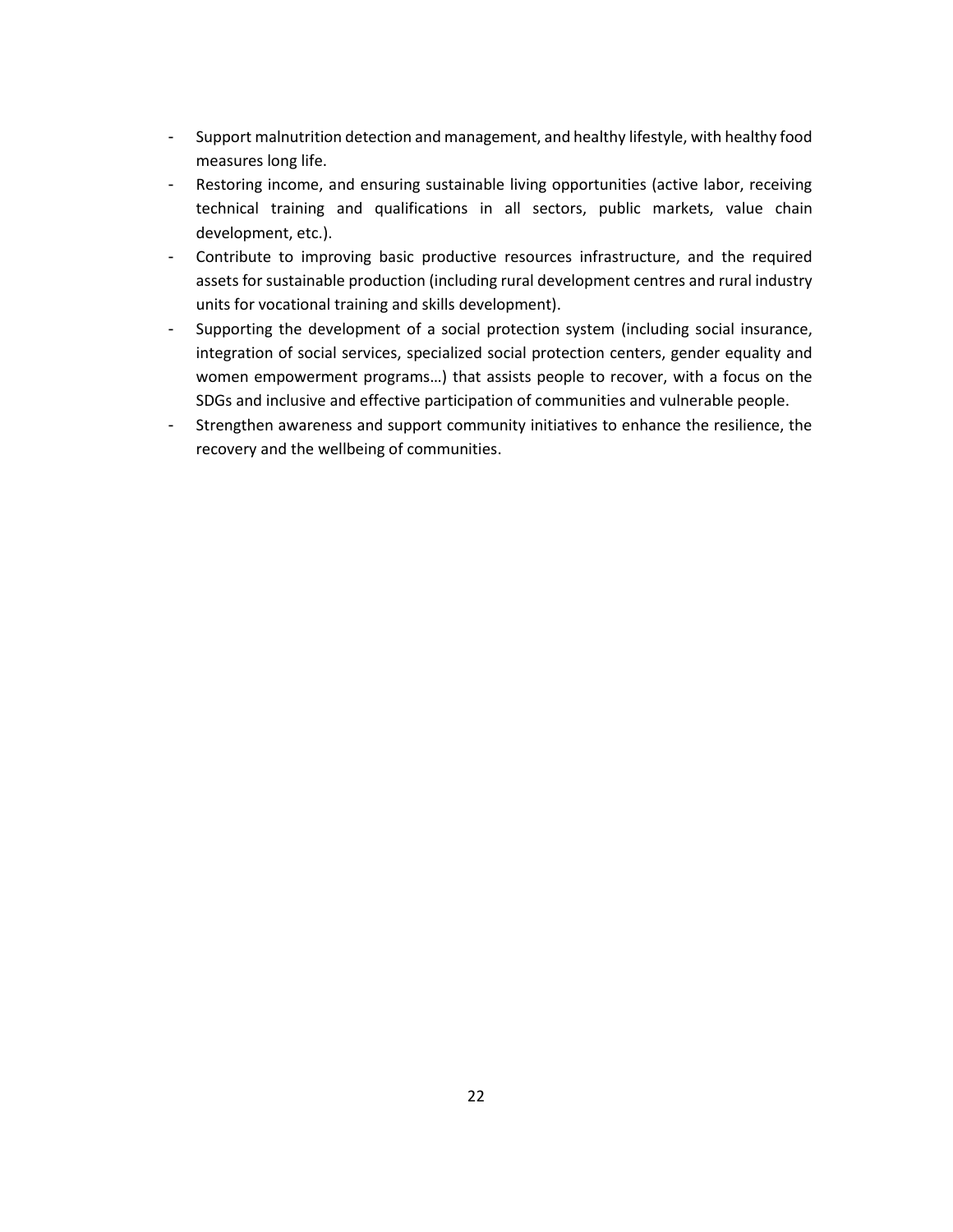- Support malnutrition detection and management, and healthy lifestyle, with healthy food measures long life.
- Restoring income, and ensuring sustainable living opportunities (active labor, receiving technical training and qualifications in all sectors, public markets, value chain development, etc.).
- Contribute to improving basic productive resources infrastructure, and the required assets for sustainable production (including rural development centres and rural industry units for vocational training and skills development).
- Supporting the development of a social protection system (including social insurance, integration of social services, specialized social protection centers, gender equality and women empowerment programs…) that assists people to recover, with a focus on the SDGs and inclusive and effective participation of communities and vulnerable people.
- Strengthen awareness and support community initiatives to enhance the resilience, the recovery and the wellbeing of communities.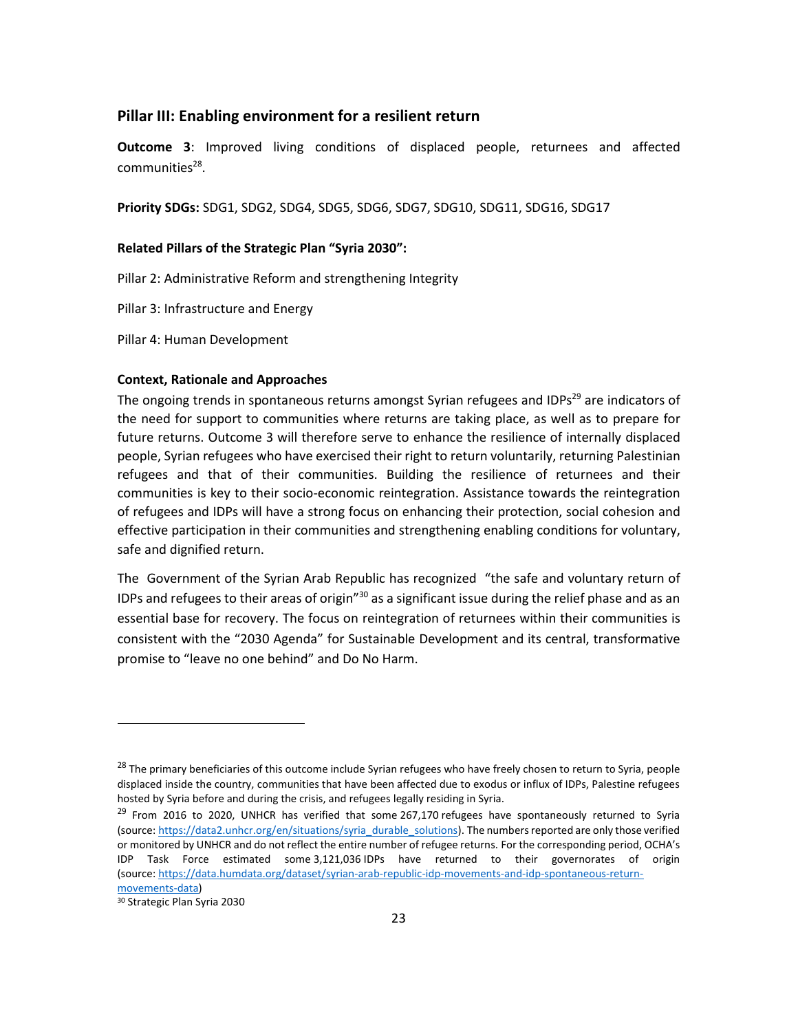## Pillar III: Enabling environment for a resilient return

**Outcome 3**: Improved living conditions of displaced people, returnees and affected communities[28].

**Priority SDGs:** SDG1, SDG2, SDG4, SDG5, SDG6, SDG7, SDG10, SDG11, SDG16, SDG17

**Related Pillars of the Strategic Plan "Syria 2030":**

Pillar 2: Administrative Reform and strengthening Integrity

Pillar 3: Infrastructure and Energy

Pillar 4: Human Development

**Context, Rationale and Approaches**

The ongoing trends in spontaneous returns amongst Syrian refugees and IDPs[29] are indicators of the need for support to communities where returns are taking place, as well as to prepare for future returns. Outcome 3 will therefore serve to enhance the resilience of internally displaced people, Syrian refugees who have exercised their right to return voluntarily, returning Palestinian refugees and that of their communities. Building the resilience of returnees and their communities is key to their socio-economic reintegration. Assistance towards the reintegration of refugees and IDPs will have a strong focus on enhancing their protection, social cohesion and effective participation in their communities and strengthening enabling conditions for voluntary, safe and dignified return.

The Government of the Syrian Arab Republic has recognized "the safe and voluntary return of IDPs and refugees to their areas of origin"[30] as a significant issue during the relief phase and as an essential base for recovery. The focus on reintegration of returnees within their communities is consistent with the "2030 Agenda" for Sustainable Development and its central, transformative promise to "leave no one behind" and Do No Harm.

---

[28] The primary beneficiaries of this outcome include Syrian refugees who have freely chosen to return to Syria, people displaced inside the country, communities that have been affected due to exodus or influx of IDPs, Palestine refugees hosted by Syria before and during the crisis, and refugees legally residing in Syria.

[29] From 2016 to 2020, UNHCR has verified that some 267,170 refugees have spontaneously returned to Syria (source: https://data2.unhcr.org/en/situations/syria_durable_solutions). The numbers reported are only those verified or monitored by UNHCR and do not reflect the entire number of refugee returns. For the corresponding period, OCHA's IDP Task Force estimated some 3,121,036 IDPs have returned to their governorates of origin (source: https://data.humdata.org/dataset/syrian-arab-republic-idp-movements-and-idp-spontaneous-return-movements-data)

[30] Strategic Plan Syria 2030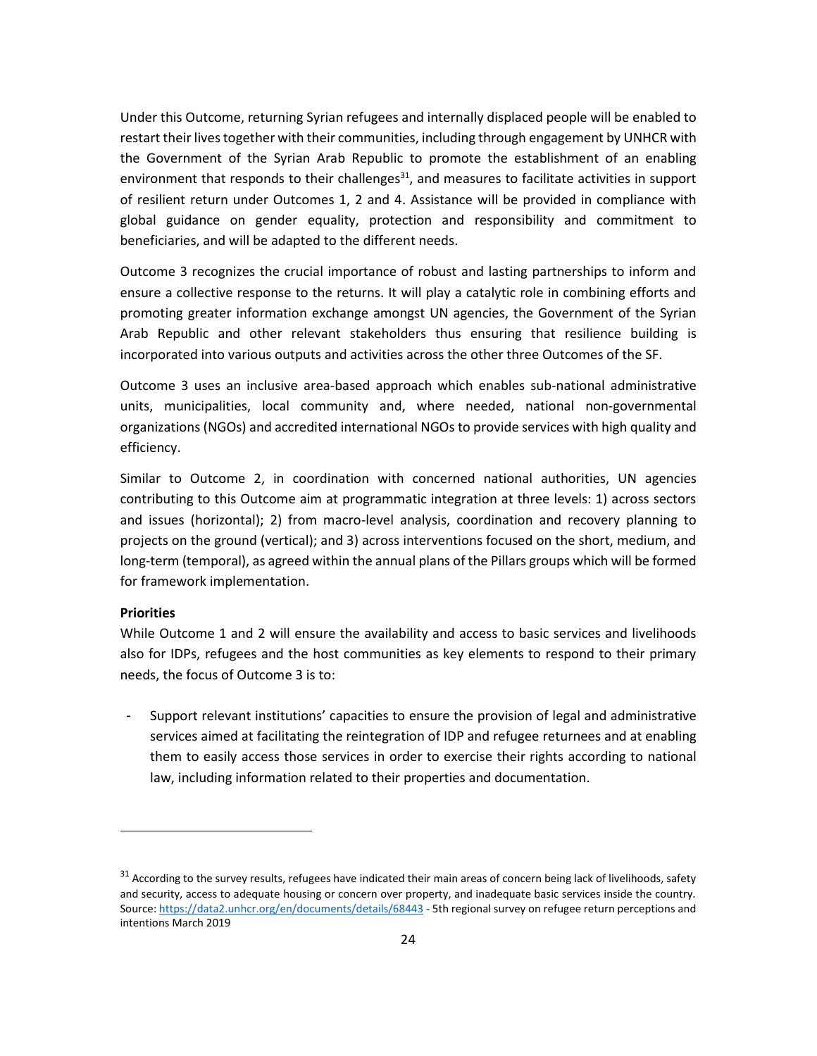Under this Outcome, returning Syrian refugees and internally displaced people will be enabled to restart their lives together with their communities, including through engagement by UNHCR with the Government of the Syrian Arab Republic to promote the establishment of an enabling environment that responds to their challenges[31], and measures to facilitate activities in support of resilient return under Outcomes 1, 2 and 4. Assistance will be provided in compliance with global guidance on gender equality, protection and responsibility and commitment to beneficiaries, and will be adapted to the different needs.

Outcome 3 recognizes the crucial importance of robust and lasting partnerships to inform and ensure a collective response to the returns. It will play a catalytic role in combining efforts and promoting greater information exchange amongst UN agencies, the Government of the Syrian Arab Republic and other relevant stakeholders thus ensuring that resilience building is incorporated into various outputs and activities across the other three Outcomes of the SF.

Outcome 3 uses an inclusive area-based approach which enables sub-national administrative units, municipalities, local community and, where needed, national non-governmental organizations (NGOs) and accredited international NGOs to provide services with high quality and efficiency.

Similar to Outcome 2, in coordination with concerned national authorities, UN agencies contributing to this Outcome aim at programmatic integration at three levels: 1) across sectors and issues (horizontal); 2) from macro-level analysis, coordination and recovery planning to projects on the ground (vertical); and 3) across interventions focused on the short, medium, and long-term (temporal), as agreed within the annual plans of the Pillars groups which will be formed for framework implementation.

**Priorities**

While Outcome 1 and 2 will ensure the availability and access to basic services and livelihoods also for IDPs, refugees and the host communities as key elements to respond to their primary needs, the focus of Outcome 3 is to:

- Support relevant institutions' capacities to ensure the provision of legal and administrative services aimed at facilitating the reintegration of IDP and refugee returnees and at enabling them to easily access those services in order to exercise their rights according to national law, including information related to their properties and documentation.

---

[31] According to the survey results, refugees have indicated their main areas of concern being lack of livelihoods, safety and security, access to adequate housing or concern over property, and inadequate basic services inside the country. Source: https://data2.unhcr.org/en/documents/details/68443 - 5th regional survey on refugee return perceptions and intentions March 2019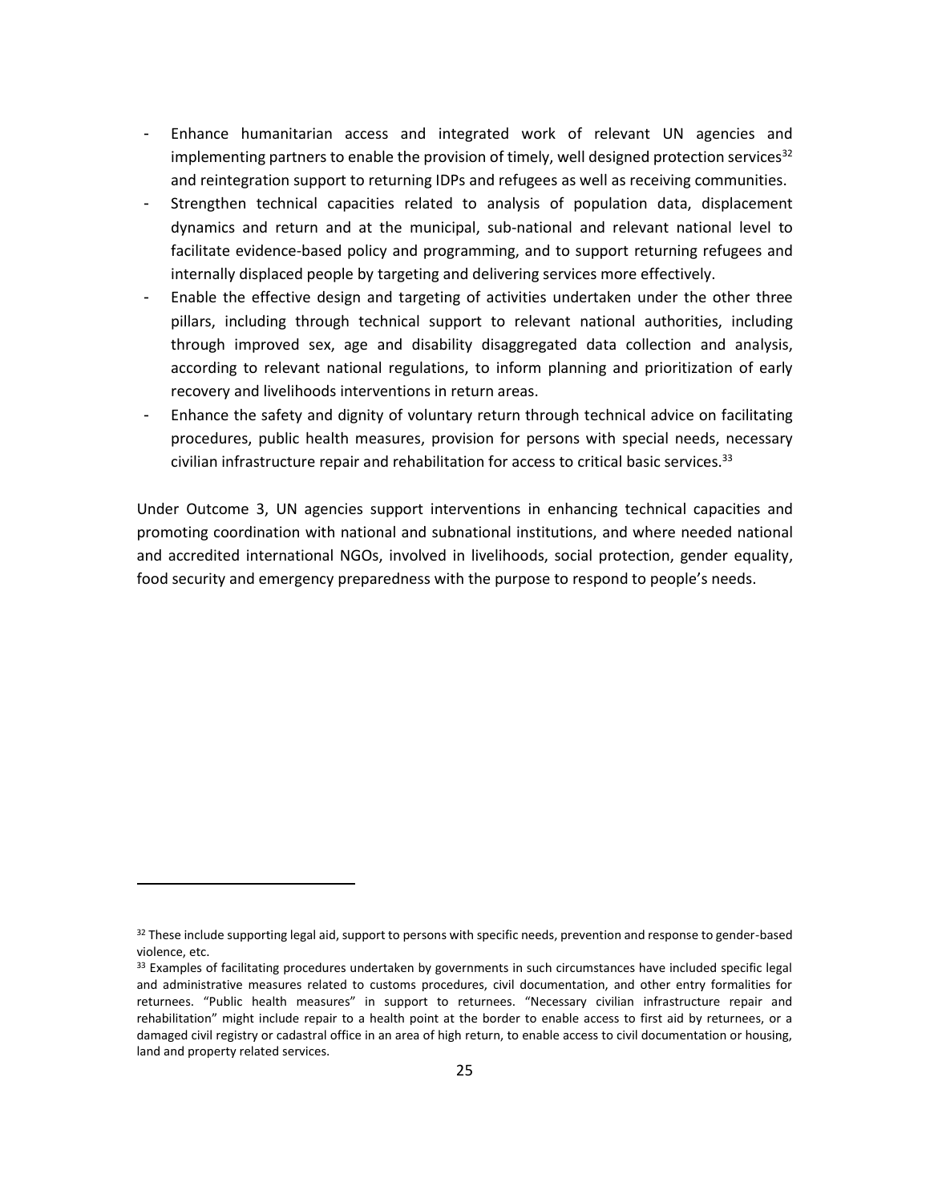- Enhance humanitarian access and integrated work of relevant UN agencies and implementing partners to enable the provision of timely, well designed protection services[32] and reintegration support to returning IDPs and refugees as well as receiving communities.
- Strengthen technical capacities related to analysis of population data, displacement dynamics and return and at the municipal, sub-national and relevant national level to facilitate evidence-based policy and programming, and to support returning refugees and internally displaced people by targeting and delivering services more effectively.
- Enable the effective design and targeting of activities undertaken under the other three pillars, including through technical support to relevant national authorities, including through improved sex, age and disability disaggregated data collection and analysis, according to relevant national regulations, to inform planning and prioritization of early recovery and livelihoods interventions in return areas.
- Enhance the safety and dignity of voluntary return through technical advice on facilitating procedures, public health measures, provision for persons with special needs, necessary civilian infrastructure repair and rehabilitation for access to critical basic services.[33]

Under Outcome 3, UN agencies support interventions in enhancing technical capacities and promoting coordination with national and subnational institutions, and where needed national and accredited international NGOs, involved in livelihoods, social protection, gender equality, food security and emergency preparedness with the purpose to respond to people's needs.

---

[32] These include supporting legal aid, support to persons with specific needs, prevention and response to gender-based violence, etc.

[33] Examples of facilitating procedures undertaken by governments in such circumstances have included specific legal and administrative measures related to customs procedures, civil documentation, and other entry formalities for returnees. "Public health measures" in support to returnees. "Necessary civilian infrastructure repair and rehabilitation" might include repair to a health point at the border to enable access to first aid by returnees, or a damaged civil registry or cadastral office in an area of high return, to enable access to civil documentation or housing, land and property related services.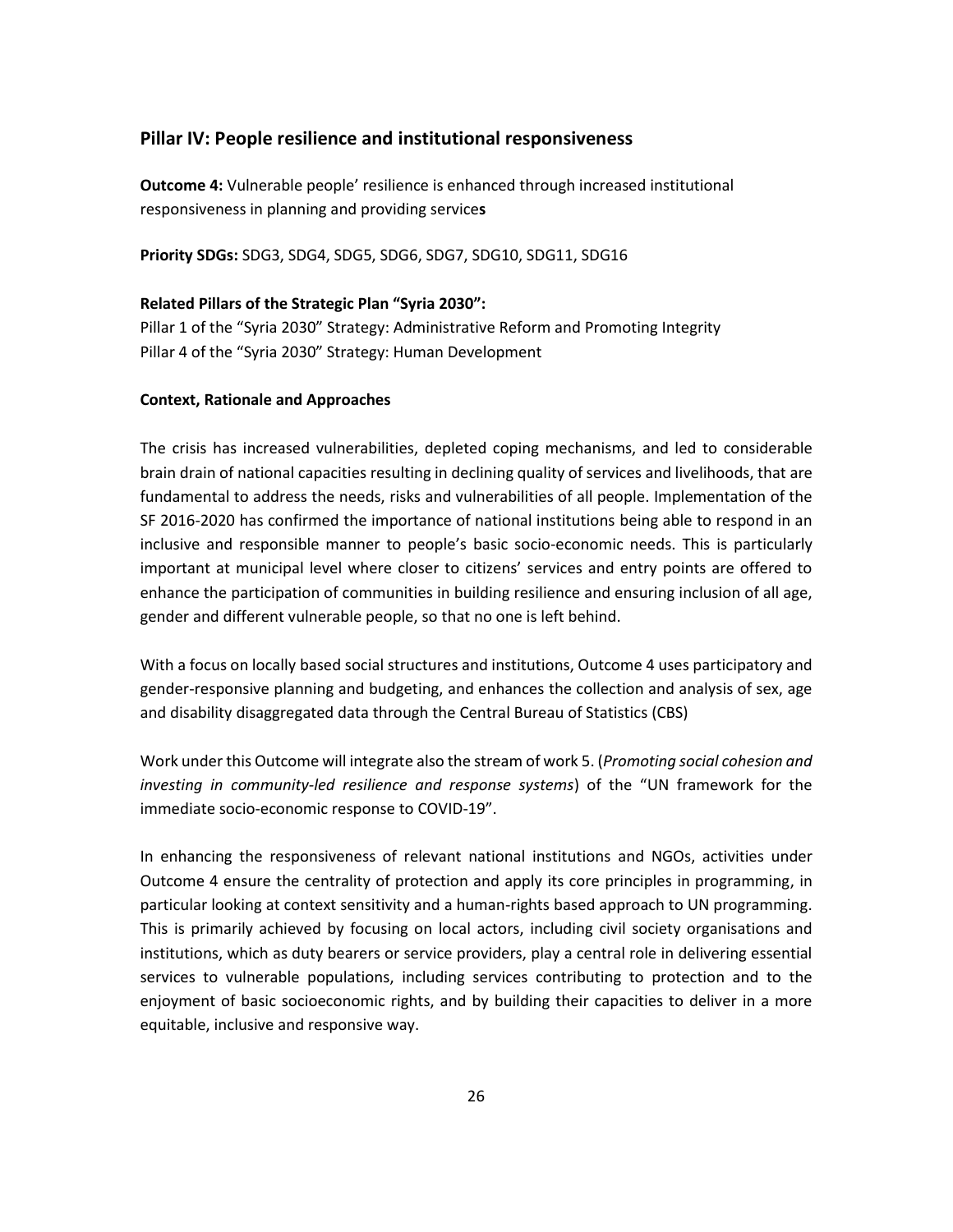## Pillar IV: People resilience and institutional responsiveness

**Outcome 4:** Vulnerable people' resilience is enhanced through increased institutional responsiveness in planning and providing service**s**

**Priority SDGs:** SDG3, SDG4, SDG5, SDG6, SDG7, SDG10, SDG11, SDG16

**Related Pillars of the Strategic Plan "Syria 2030":**

Pillar 1 of the "Syria 2030" Strategy: Administrative Reform and Promoting Integrity

Pillar 4 of the "Syria 2030" Strategy: Human Development

**Context, Rationale and Approaches**

The crisis has increased vulnerabilities, depleted coping mechanisms, and led to considerable brain drain of national capacities resulting in declining quality of services and livelihoods, that are fundamental to address the needs, risks and vulnerabilities of all people. Implementation of the SF 2016-2020 has confirmed the importance of national institutions being able to respond in an inclusive and responsible manner to people's basic socio-economic needs. This is particularly important at municipal level where closer to citizens' services and entry points are offered to enhance the participation of communities in building resilience and ensuring inclusion of all age, gender and different vulnerable people, so that no one is left behind.

With a focus on locally based social structures and institutions, Outcome 4 uses participatory and gender-responsive planning and budgeting, and enhances the collection and analysis of sex, age and disability disaggregated data through the Central Bureau of Statistics (CBS)

Work under this Outcome will integrate also the stream of work 5. (*Promoting social cohesion and investing in community-led resilience and response systems*) of the "UN framework for the immediate socio-economic response to COVID-19".

In enhancing the responsiveness of relevant national institutions and NGOs, activities under Outcome 4 ensure the centrality of protection and apply its core principles in programming, in particular looking at context sensitivity and a human-rights based approach to UN programming. This is primarily achieved by focusing on local actors, including civil society organisations and institutions, which as duty bearers or service providers, play a central role in delivering essential services to vulnerable populations, including services contributing to protection and to the enjoyment of basic socioeconomic rights, and by building their capacities to deliver in a more equitable, inclusive and responsive way.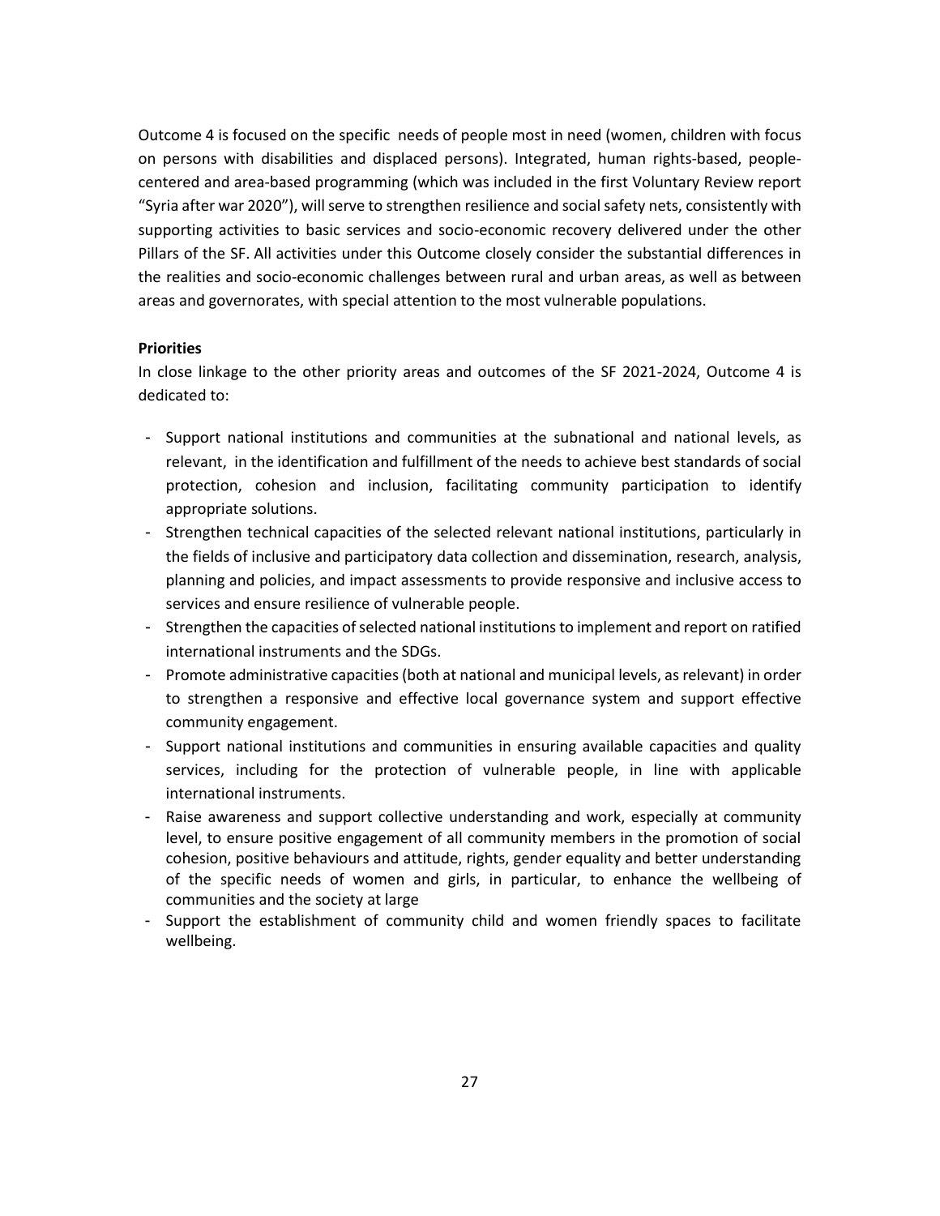Outcome 4 is focused on the specific needs of people most in need (women, children with focus on persons with disabilities and displaced persons). Integrated, human rights-based, people-centered and area-based programming (which was included in the first Voluntary Review report "Syria after war 2020"), will serve to strengthen resilience and social safety nets, consistently with supporting activities to basic services and socio-economic recovery delivered under the other Pillars of the SF. All activities under this Outcome closely consider the substantial differences in the realities and socio-economic challenges between rural and urban areas, as well as between areas and governorates, with special attention to the most vulnerable populations.

**Priorities**

In close linkage to the other priority areas and outcomes of the SF 2021-2024, Outcome 4 is dedicated to:

- Support national institutions and communities at the subnational and national levels, as relevant, in the identification and fulfillment of the needs to achieve best standards of social protection, cohesion and inclusion, facilitating community participation to identify appropriate solutions.
- Strengthen technical capacities of the selected relevant national institutions, particularly in the fields of inclusive and participatory data collection and dissemination, research, analysis, planning and policies, and impact assessments to provide responsive and inclusive access to services and ensure resilience of vulnerable people.
- Strengthen the capacities of selected national institutions to implement and report on ratified international instruments and the SDGs.
- Promote administrative capacities (both at national and municipal levels, as relevant) in order to strengthen a responsive and effective local governance system and support effective community engagement.
- Support national institutions and communities in ensuring available capacities and quality services, including for the protection of vulnerable people, in line with applicable international instruments.
- Raise awareness and support collective understanding and work, especially at community level, to ensure positive engagement of all community members in the promotion of social cohesion, positive behaviours and attitude, rights, gender equality and better understanding of the specific needs of women and girls, in particular, to enhance the wellbeing of communities and the society at large
- Support the establishment of community child and women friendly spaces to facilitate wellbeing.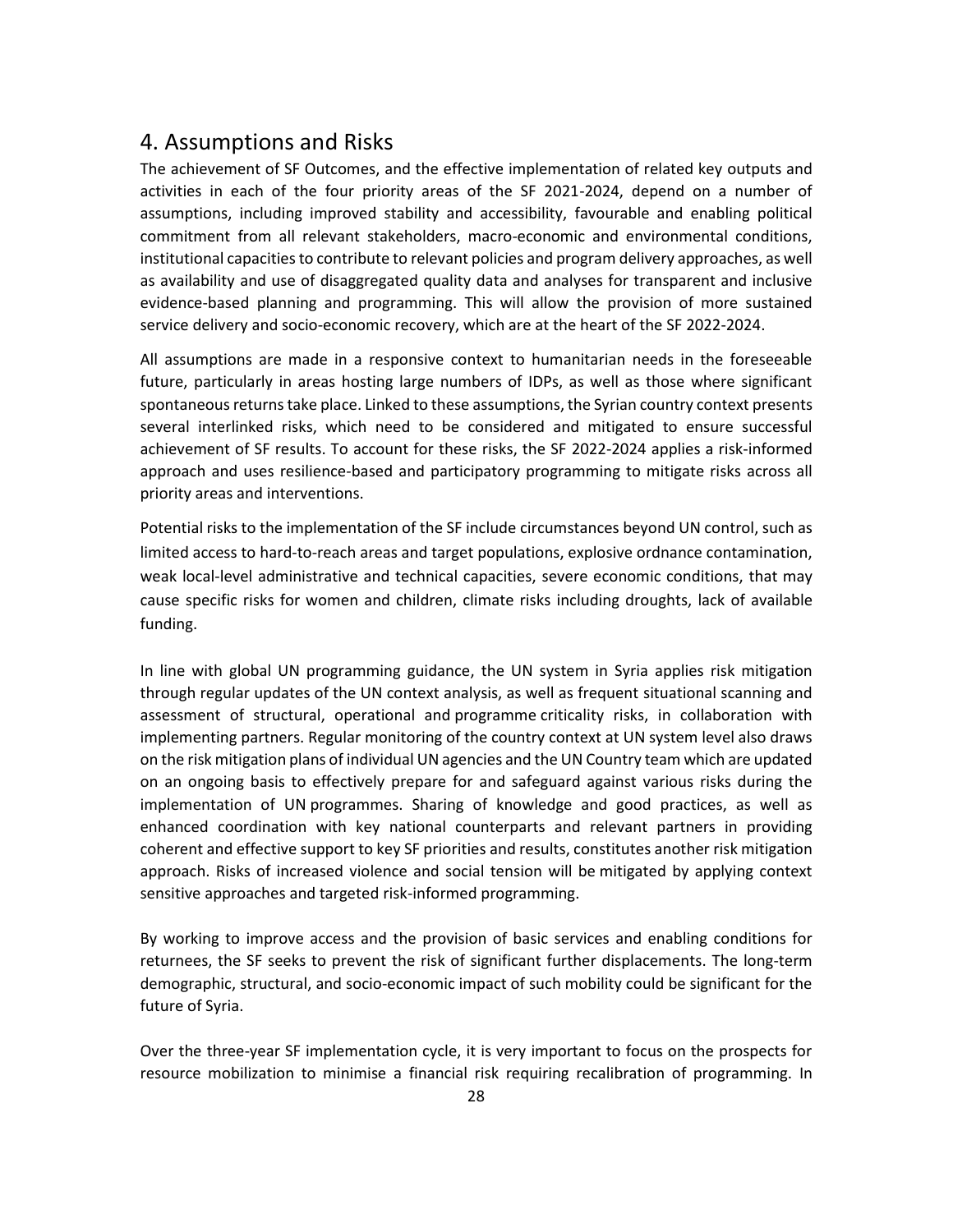## 4. Assumptions and Risks

The achievement of SF Outcomes, and the effective implementation of related key outputs and activities in each of the four priority areas of the SF 2021-2024, depend on a number of assumptions, including improved stability and accessibility, favourable and enabling political commitment from all relevant stakeholders, macro-economic and environmental conditions, institutional capacities to contribute to relevant policies and program delivery approaches, as well as availability and use of disaggregated quality data and analyses for transparent and inclusive evidence-based planning and programming. This will allow the provision of more sustained service delivery and socio-economic recovery, which are at the heart of the SF 2022-2024.

All assumptions are made in a responsive context to humanitarian needs in the foreseeable future, particularly in areas hosting large numbers of IDPs, as well as those where significant spontaneous returns take place. Linked to these assumptions, the Syrian country context presents several interlinked risks, which need to be considered and mitigated to ensure successful achievement of SF results. To account for these risks, the SF 2022-2024 applies a risk-informed approach and uses resilience-based and participatory programming to mitigate risks across all priority areas and interventions.

Potential risks to the implementation of the SF include circumstances beyond UN control, such as limited access to hard-to-reach areas and target populations, explosive ordnance contamination, weak local-level administrative and technical capacities, severe economic conditions, that may cause specific risks for women and children, climate risks including droughts, lack of available funding.

In line with global UN programming guidance, the UN system in Syria applies risk mitigation through regular updates of the UN context analysis, as well as frequent situational scanning and assessment of structural, operational and programme criticality risks, in collaboration with implementing partners. Regular monitoring of the country context at UN system level also draws on the risk mitigation plans of individual UN agencies and the UN Country team which are updated on an ongoing basis to effectively prepare for and safeguard against various risks during the implementation of UN programmes. Sharing of knowledge and good practices, as well as enhanced coordination with key national counterparts and relevant partners in providing coherent and effective support to key SF priorities and results, constitutes another risk mitigation approach. Risks of increased violence and social tension will be mitigated by applying context sensitive approaches and targeted risk-informed programming.

By working to improve access and the provision of basic services and enabling conditions for returnees, the SF seeks to prevent the risk of significant further displacements. The long-term demographic, structural, and socio-economic impact of such mobility could be significant for the future of Syria.

Over the three-year SF implementation cycle, it is very important to focus on the prospects for resource mobilization to minimise a financial risk requiring recalibration of programming. In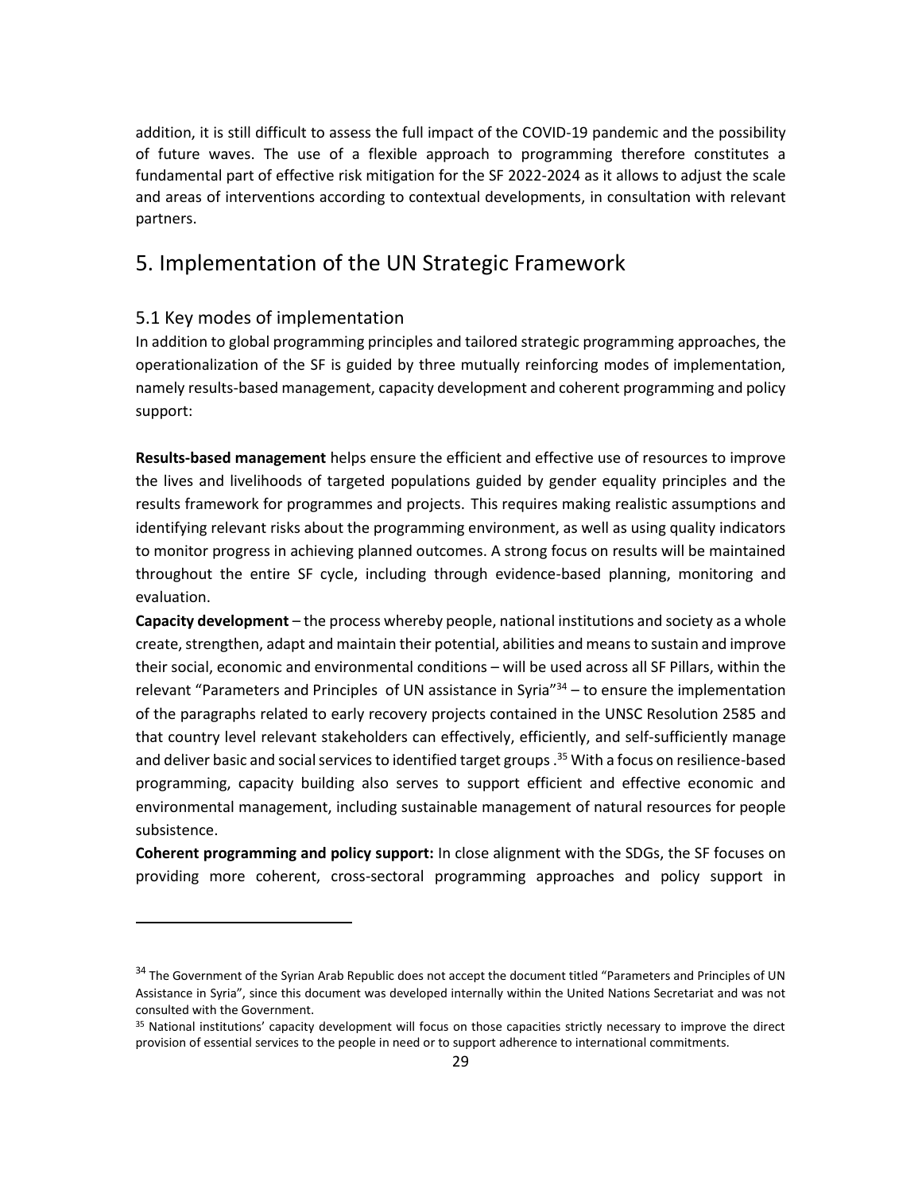addition, it is still difficult to assess the full impact of the COVID-19 pandemic and the possibility of future waves. The use of a flexible approach to programming therefore constitutes a fundamental part of effective risk mitigation for the SF 2022-2024 as it allows to adjust the scale and areas of interventions according to contextual developments, in consultation with relevant partners.

# 5. Implementation of the UN Strategic Framework

## 5.1 Key modes of implementation

In addition to global programming principles and tailored strategic programming approaches, the operationalization of the SF is guided by three mutually reinforcing modes of implementation, namely results-based management, capacity development and coherent programming and policy support:

**Results-based management** helps ensure the efficient and effective use of resources to improve the lives and livelihoods of targeted populations guided by gender equality principles and the results framework for programmes and projects. This requires making realistic assumptions and identifying relevant risks about the programming environment, as well as using quality indicators to monitor progress in achieving planned outcomes. A strong focus on results will be maintained throughout the entire SF cycle, including through evidence-based planning, monitoring and evaluation.

**Capacity development** – the process whereby people, national institutions and society as a whole create, strengthen, adapt and maintain their potential, abilities and means to sustain and improve their social, economic and environmental conditions – will be used across all SF Pillars, within the relevant "Parameters and Principles of UN assistance in Syria"[34] – to ensure the implementation of the paragraphs related to early recovery projects contained in the UNSC Resolution 2585 and that country level relevant stakeholders can effectively, efficiently, and self-sufficiently manage and deliver basic and social services to identified target groups .[35] With a focus on resilience-based programming, capacity building also serves to support efficient and effective economic and environmental management, including sustainable management of natural resources for people subsistence.

**Coherent programming and policy support:** In close alignment with the SDGs, the SF focuses on providing more coherent, cross-sectoral programming approaches and policy support in

---

[34] The Government of the Syrian Arab Republic does not accept the document titled "Parameters and Principles of UN Assistance in Syria", since this document was developed internally within the United Nations Secretariat and was not consulted with the Government.

[35] National institutions' capacity development will focus on those capacities strictly necessary to improve the direct provision of essential services to the people in need or to support adherence to international commitments.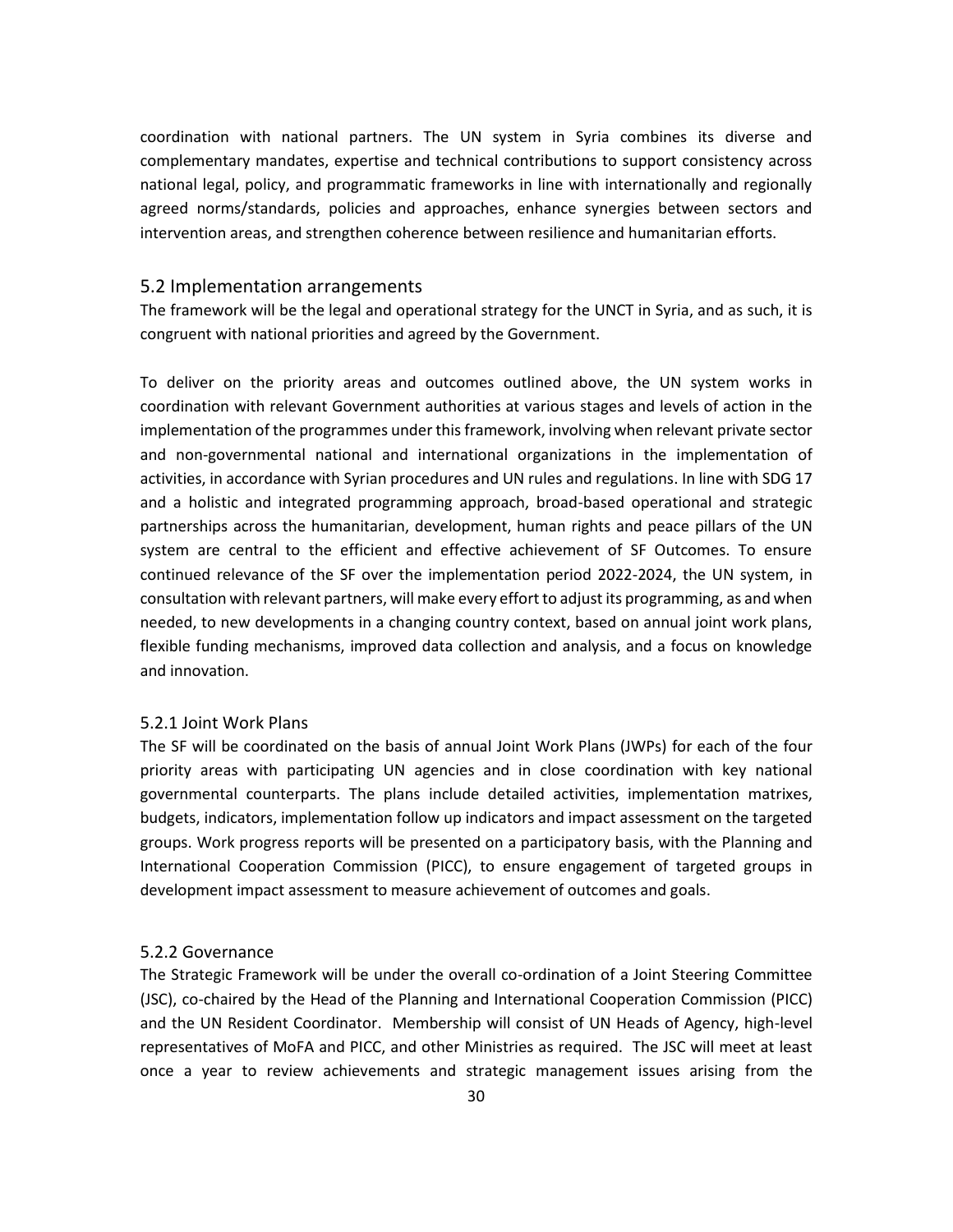coordination with national partners. The UN system in Syria combines its diverse and complementary mandates, expertise and technical contributions to support consistency across national legal, policy, and programmatic frameworks in line with internationally and regionally agreed norms/standards, policies and approaches, enhance synergies between sectors and intervention areas, and strengthen coherence between resilience and humanitarian efforts.

## 5.2 Implementation arrangements

The framework will be the legal and operational strategy for the UNCT in Syria, and as such, it is congruent with national priorities and agreed by the Government.

To deliver on the priority areas and outcomes outlined above, the UN system works in coordination with relevant Government authorities at various stages and levels of action in the implementation of the programmes under this framework, involving when relevant private sector and non-governmental national and international organizations in the implementation of activities, in accordance with Syrian procedures and UN rules and regulations. In line with SDG 17 and a holistic and integrated programming approach, broad-based operational and strategic partnerships across the humanitarian, development, human rights and peace pillars of the UN system are central to the efficient and effective achievement of SF Outcomes. To ensure continued relevance of the SF over the implementation period 2022-2024, the UN system, in consultation with relevant partners, will make every effort to adjust its programming, as and when needed, to new developments in a changing country context, based on annual joint work plans, flexible funding mechanisms, improved data collection and analysis, and a focus on knowledge and innovation.

### 5.2.1 Joint Work Plans

The SF will be coordinated on the basis of annual Joint Work Plans (JWPs) for each of the four priority areas with participating UN agencies and in close coordination with key national governmental counterparts. The plans include detailed activities, implementation matrixes, budgets, indicators, implementation follow up indicators and impact assessment on the targeted groups. Work progress reports will be presented on a participatory basis, with the Planning and International Cooperation Commission (PICC), to ensure engagement of targeted groups in development impact assessment to measure achievement of outcomes and goals.

### 5.2.2 Governance

The Strategic Framework will be under the overall co-ordination of a Joint Steering Committee (JSC), co-chaired by the Head of the Planning and International Cooperation Commission (PICC) and the UN Resident Coordinator. Membership will consist of UN Heads of Agency, high-level representatives of MoFA and PICC, and other Ministries as required. The JSC will meet at least once a year to review achievements and strategic management issues arising from the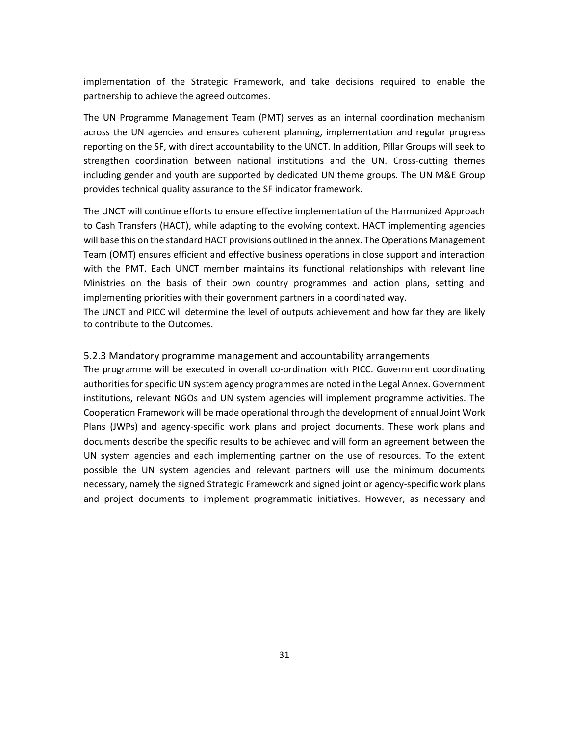implementation of the Strategic Framework, and take decisions required to enable the partnership to achieve the agreed outcomes.

The UN Programme Management Team (PMT) serves as an internal coordination mechanism across the UN agencies and ensures coherent planning, implementation and regular progress reporting on the SF, with direct accountability to the UNCT. In addition, Pillar Groups will seek to strengthen coordination between national institutions and the UN. Cross-cutting themes including gender and youth are supported by dedicated UN theme groups. The UN M&E Group provides technical quality assurance to the SF indicator framework.

The UNCT will continue efforts to ensure effective implementation of the Harmonized Approach to Cash Transfers (HACT), while adapting to the evolving context. HACT implementing agencies will base this on the standard HACT provisions outlined in the annex. The Operations Management Team (OMT) ensures efficient and effective business operations in close support and interaction with the PMT. Each UNCT member maintains its functional relationships with relevant line Ministries on the basis of their own country programmes and action plans, setting and implementing priorities with their government partners in a coordinated way.
The UNCT and PICC will determine the level of outputs achievement and how far they are likely to contribute to the Outcomes.

### 5.2.3 Mandatory programme management and accountability arrangements

The programme will be executed in overall co-ordination with PICC. Government coordinating authorities for specific UN system agency programmes are noted in the Legal Annex. Government institutions, relevant NGOs and UN system agencies will implement programme activities. The Cooperation Framework will be made operational through the development of annual Joint Work Plans (JWPs) and agency-specific work plans and project documents. These work plans and documents describe the specific results to be achieved and will form an agreement between the UN system agencies and each implementing partner on the use of resources. To the extent possible the UN system agencies and relevant partners will use the minimum documents necessary, namely the signed Strategic Framework and signed joint or agency-specific work plans and project documents to implement programmatic initiatives. However, as necessary and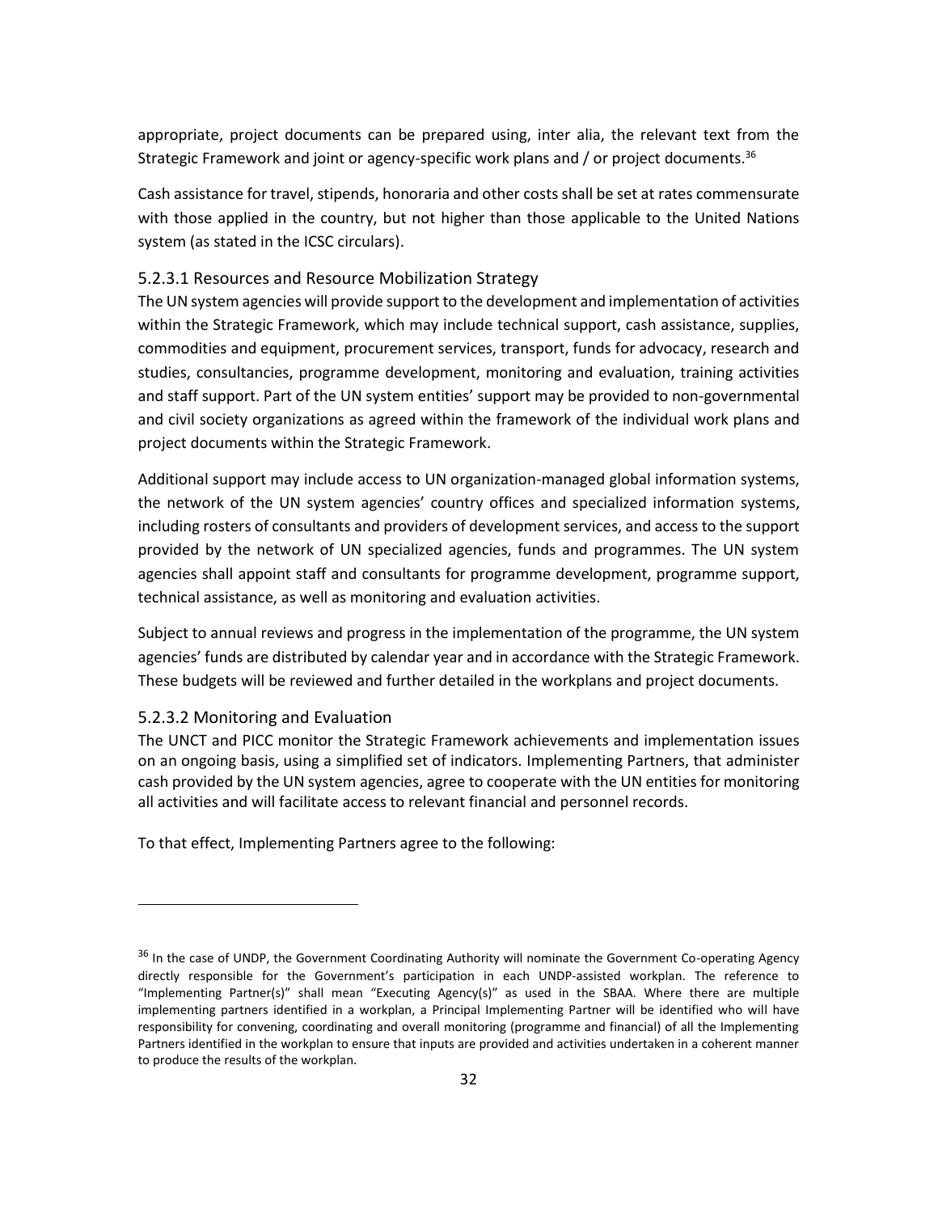appropriate, project documents can be prepared using, inter alia, the relevant text from the Strategic Framework and joint or agency-specific work plans and / or project documents.[36]

Cash assistance for travel, stipends, honoraria and other costs shall be set at rates commensurate with those applied in the country, but not higher than those applicable to the United Nations system (as stated in the ICSC circulars).

### 5.2.3.1 Resources and Resource Mobilization Strategy

The UN system agencies will provide support to the development and implementation of activities within the Strategic Framework, which may include technical support, cash assistance, supplies, commodities and equipment, procurement services, transport, funds for advocacy, research and studies, consultancies, programme development, monitoring and evaluation, training activities and staff support. Part of the UN system entities' support may be provided to non-governmental and civil society organizations as agreed within the framework of the individual work plans and project documents within the Strategic Framework.

Additional support may include access to UN organization-managed global information systems, the network of the UN system agencies' country offices and specialized information systems, including rosters of consultants and providers of development services, and access to the support provided by the network of UN specialized agencies, funds and programmes. The UN system agencies shall appoint staff and consultants for programme development, programme support, technical assistance, as well as monitoring and evaluation activities.

Subject to annual reviews and progress in the implementation of the programme, the UN system agencies' funds are distributed by calendar year and in accordance with the Strategic Framework. These budgets will be reviewed and further detailed in the workplans and project documents.

### 5.2.3.2 Monitoring and Evaluation

The UNCT and PICC monitor the Strategic Framework achievements and implementation issues on an ongoing basis, using a simplified set of indicators. Implementing Partners, that administer cash provided by the UN system agencies, agree to cooperate with the UN entities for monitoring all activities and will facilitate access to relevant financial and personnel records.

To that effect, Implementing Partners agree to the following:

---

[36] In the case of UNDP, the Government Coordinating Authority will nominate the Government Co-operating Agency directly responsible for the Government's participation in each UNDP-assisted workplan. The reference to "Implementing Partner(s)" shall mean "Executing Agency(s)" as used in the SBAA. Where there are multiple implementing partners identified in a workplan, a Principal Implementing Partner will be identified who will have responsibility for convening, coordinating and overall monitoring (programme and financial) of all the Implementing Partners identified in the workplan to ensure that inputs are provided and activities undertaken in a coherent manner to produce the results of the workplan.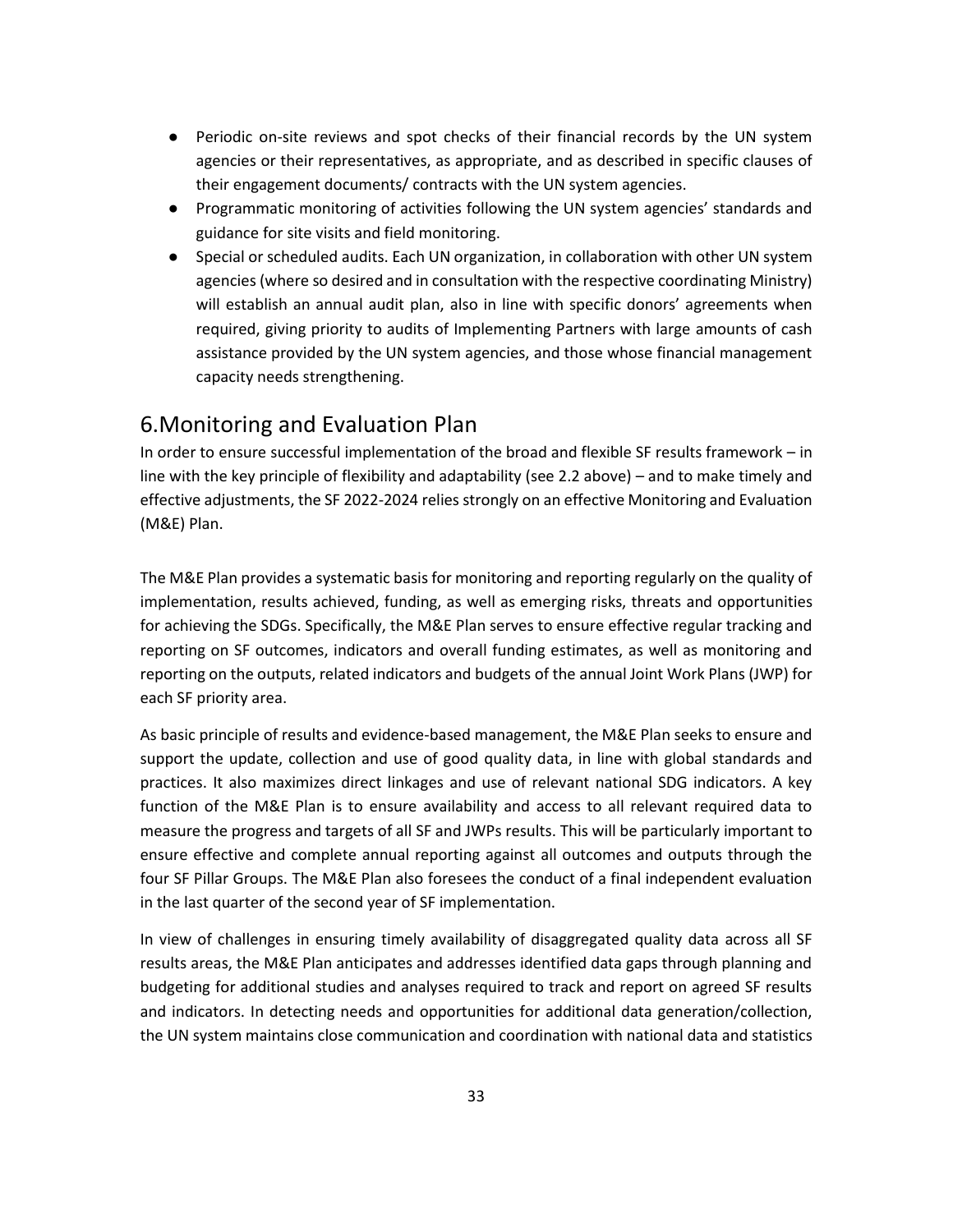- Periodic on-site reviews and spot checks of their financial records by the UN system agencies or their representatives, as appropriate, and as described in specific clauses of their engagement documents/ contracts with the UN system agencies.
- Programmatic monitoring of activities following the UN system agencies' standards and guidance for site visits and field monitoring.
- Special or scheduled audits. Each UN organization, in collaboration with other UN system agencies (where so desired and in consultation with the respective coordinating Ministry) will establish an annual audit plan, also in line with specific donors' agreements when required, giving priority to audits of Implementing Partners with large amounts of cash assistance provided by the UN system agencies, and those whose financial management capacity needs strengthening.

# 6.Monitoring and Evaluation Plan

In order to ensure successful implementation of the broad and flexible SF results framework – in line with the key principle of flexibility and adaptability (see 2.2 above) – and to make timely and effective adjustments, the SF 2022-2024 relies strongly on an effective Monitoring and Evaluation (M&E) Plan.

The M&E Plan provides a systematic basis for monitoring and reporting regularly on the quality of implementation, results achieved, funding, as well as emerging risks, threats and opportunities for achieving the SDGs. Specifically, the M&E Plan serves to ensure effective regular tracking and reporting on SF outcomes, indicators and overall funding estimates, as well as monitoring and reporting on the outputs, related indicators and budgets of the annual Joint Work Plans (JWP) for each SF priority area.

As basic principle of results and evidence-based management, the M&E Plan seeks to ensure and support the update, collection and use of good quality data, in line with global standards and practices. It also maximizes direct linkages and use of relevant national SDG indicators. A key function of the M&E Plan is to ensure availability and access to all relevant required data to measure the progress and targets of all SF and JWPs results. This will be particularly important to ensure effective and complete annual reporting against all outcomes and outputs through the four SF Pillar Groups. The M&E Plan also foresees the conduct of a final independent evaluation in the last quarter of the second year of SF implementation.

In view of challenges in ensuring timely availability of disaggregated quality data across all SF results areas, the M&E Plan anticipates and addresses identified data gaps through planning and budgeting for additional studies and analyses required to track and report on agreed SF results and indicators. In detecting needs and opportunities for additional data generation/collection, the UN system maintains close communication and coordination with national data and statistics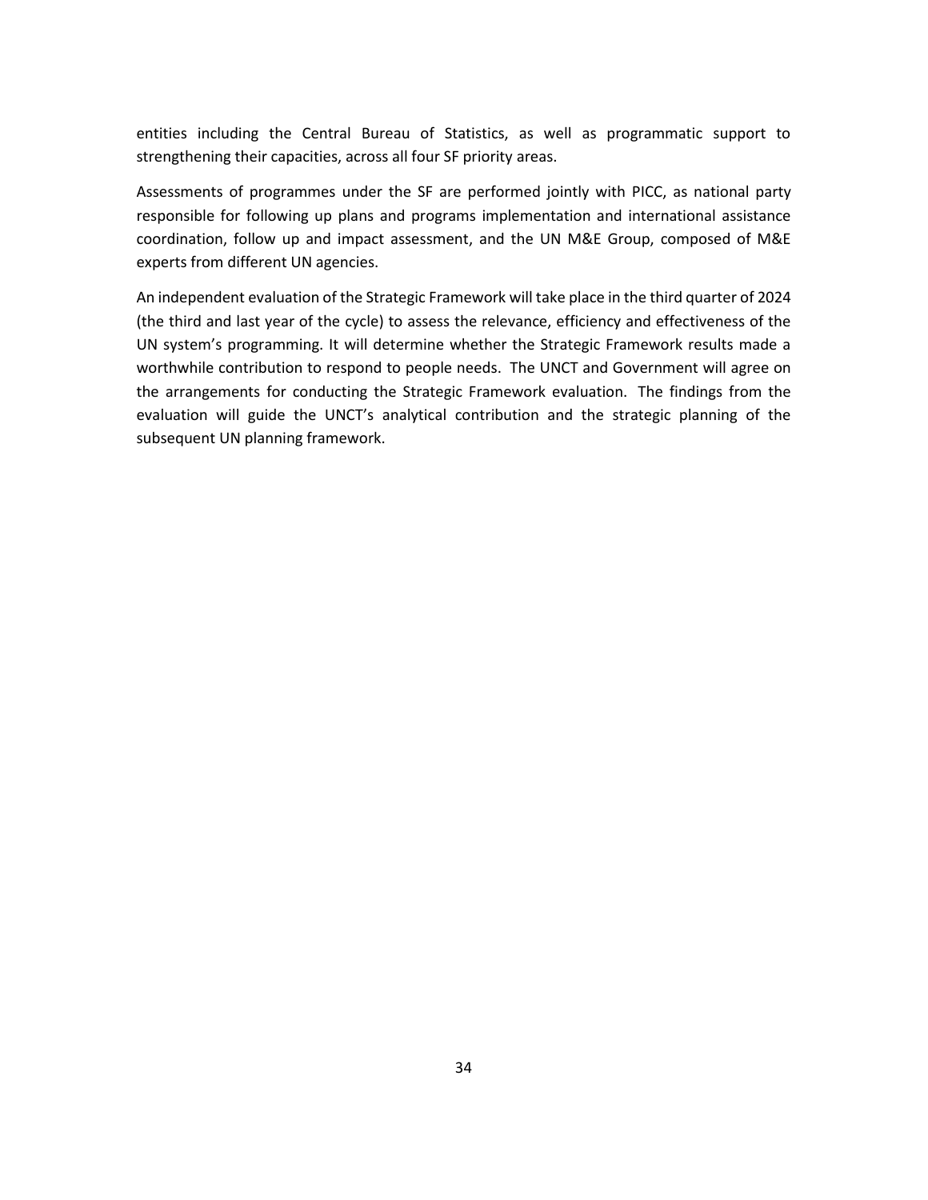entities including the Central Bureau of Statistics, as well as programmatic support to strengthening their capacities, across all four SF priority areas.

Assessments of programmes under the SF are performed jointly with PICC, as national party responsible for following up plans and programs implementation and international assistance coordination, follow up and impact assessment, and the UN M&E Group, composed of M&E experts from different UN agencies.

An independent evaluation of the Strategic Framework will take place in the third quarter of 2024 (the third and last year of the cycle) to assess the relevance, efficiency and effectiveness of the UN system's programming. It will determine whether the Strategic Framework results made a worthwhile contribution to respond to people needs. The UNCT and Government will agree on the arrangements for conducting the Strategic Framework evaluation. The findings from the evaluation will guide the UNCT's analytical contribution and the strategic planning of the subsequent UN planning framework.